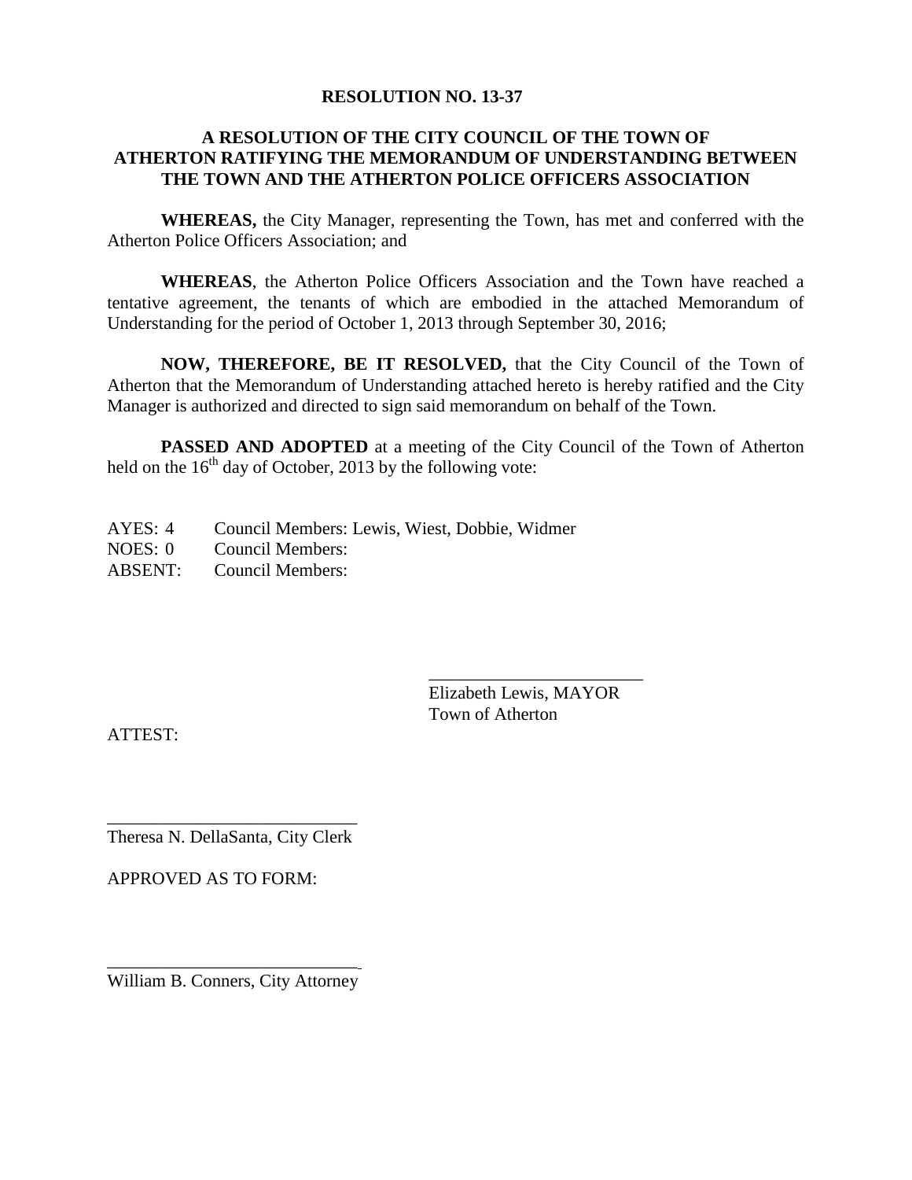**RESOLUTION NO. 13-37**

**A RESOLUTION OF THE CITY COUNCIL OF THE TOWN OF ATHERTON RATIFYING THE MEMORANDUM OF UNDERSTANDING BETWEEN THE TOWN AND THE ATHERTON POLICE OFFICERS ASSOCIATION**

**WHEREAS,** the City Manager, representing the Town, has met and conferred with the Atherton Police Officers Association; and

**WHEREAS**, the Atherton Police Officers Association and the Town have reached a tentative agreement, the tenants of which are embodied in the attached Memorandum of Understanding for the period of October 1, 2013 through September 30, 2016;

**NOW, THEREFORE, BE IT RESOLVED,** that the City Council of the Town of Atherton that the Memorandum of Understanding attached hereto is hereby ratified and the City Manager is authorized and directed to sign said memorandum on behalf of the Town.

**PASSED AND ADOPTED** at a meeting of the City Council of the Town of Atherton held on the 16th day of October, 2013 by the following vote:

AYES: 4 Council Members: Lewis, Wiest, Dobbie, Widmer
NOES: 0 Council Members:
ABSENT: Council Members:

\_\_\_\_\_\_\_\_\_\_\_\_\_\_\_\_\_\_\_\_\_\_\_\_
Elizabeth Lewis, MAYOR
Town of Atherton

ATTEST:

\_\_\_\_\_\_\_\_\_\_\_\_\_\_\_\_\_\_\_\_\_\_\_\_\_\_\_
Theresa N. DellaSanta, City Clerk

APPROVED AS TO FORM:

\_\_\_\_\_\_\_\_\_\_\_\_\_\_\_\_\_\_\_\_\_\_\_\_\_\_\_
William B. Conners, City Attorney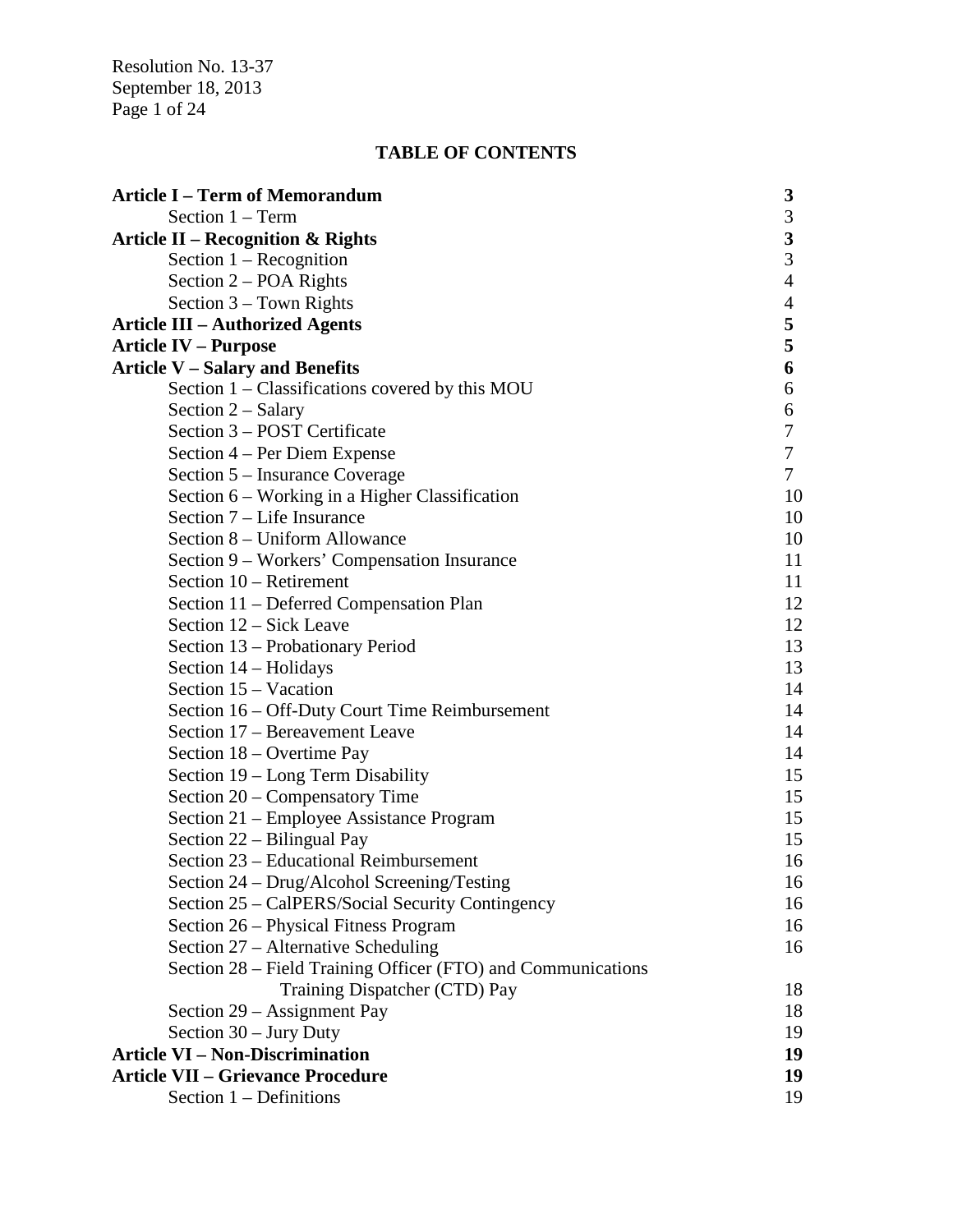## TABLE OF CONTENTS

| | |
|---|---|
| **Article I – Term of Memorandum** | **3** |
| Section 1 – Term | 3 |
| **Article II – Recognition & Rights** | **3** |
| Section 1 – Recognition | 3 |
| Section 2 – POA Rights | 4 |
| Section 3 – Town Rights | 4 |
| **Article III – Authorized Agents** | **5** |
| **Article IV – Purpose** | **5** |
| **Article V – Salary and Benefits** | **6** |
| Section 1 – Classifications covered by this MOU | 6 |
| Section 2 – Salary | 6 |
| Section 3 – POST Certificate | 7 |
| Section 4 – Per Diem Expense | 7 |
| Section 5 – Insurance Coverage | 7 |
| Section 6 – Working in a Higher Classification | 10 |
| Section 7 – Life Insurance | 10 |
| Section 8 – Uniform Allowance | 10 |
| Section 9 – Workers' Compensation Insurance | 11 |
| Section 10 – Retirement | 11 |
| Section 11 – Deferred Compensation Plan | 12 |
| Section 12 – Sick Leave | 12 |
| Section 13 – Probationary Period | 13 |
| Section 14 – Holidays | 13 |
| Section 15 – Vacation | 14 |
| Section 16 – Off-Duty Court Time Reimbursement | 14 |
| Section 17 – Bereavement Leave | 14 |
| Section 18 – Overtime Pay | 14 |
| Section 19 – Long Term Disability | 15 |
| Section 20 – Compensatory Time | 15 |
| Section 21 – Employee Assistance Program | 15 |
| Section 22 – Bilingual Pay | 15 |
| Section 23 – Educational Reimbursement | 16 |
| Section 24 – Drug/Alcohol Screening/Testing | 16 |
| Section 25 – CalPERS/Social Security Contingency | 16 |
| Section 26 – Physical Fitness Program | 16 |
| Section 27 – Alternative Scheduling | 16 |
| Section 28 – Field Training Officer (FTO) and Communications Training Dispatcher (CTD) Pay | 18 |
| Section 29 – Assignment Pay | 18 |
| Section 30 – Jury Duty | 19 |
| **Article VI – Non-Discrimination** | **19** |
| **Article VII – Grievance Procedure** | **19** |
| Section 1 – Definitions | 19 |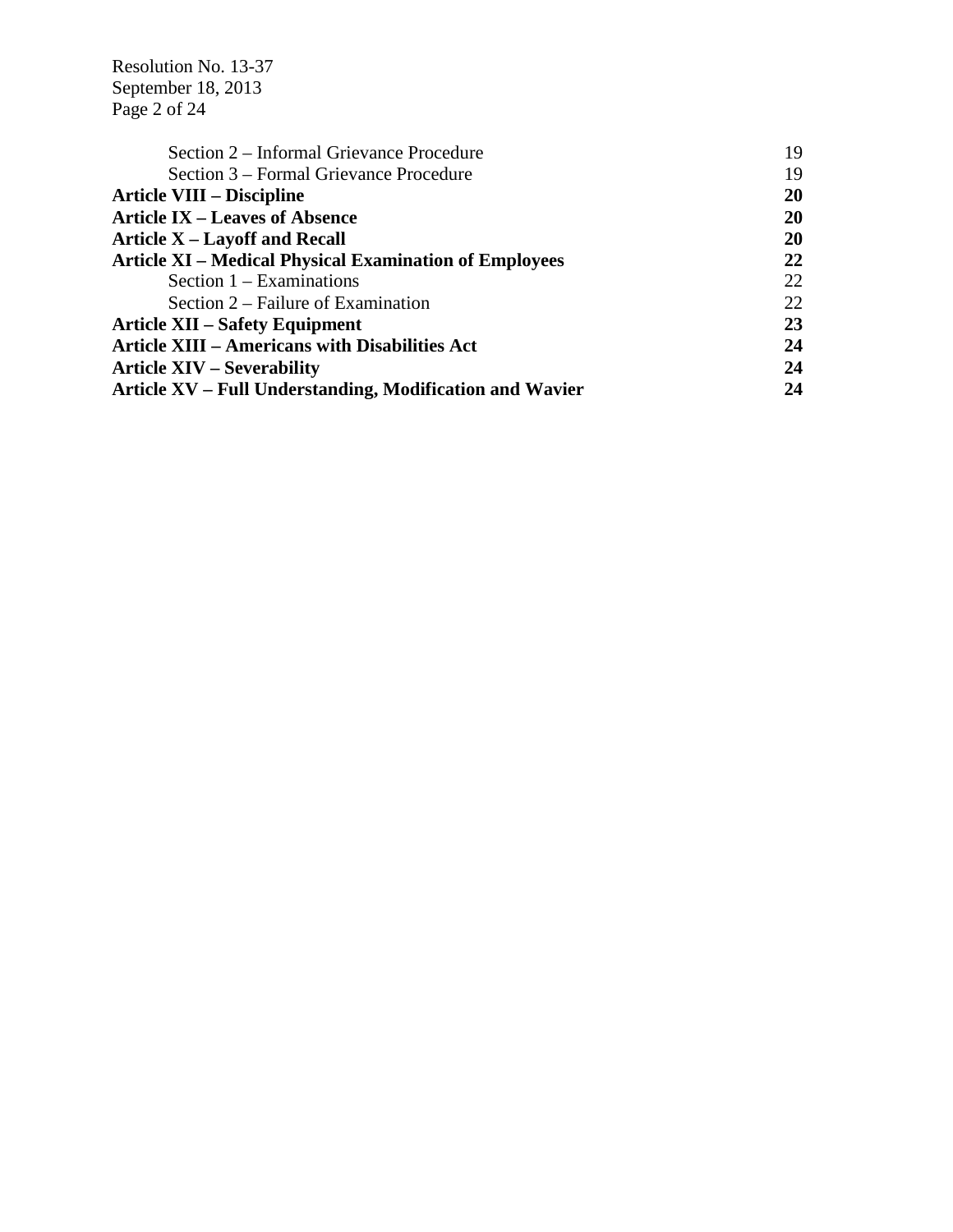| | |
|---|---|
| Section 2 – Informal Grievance Procedure | 19 |
| Section 3 – Formal Grievance Procedure | 19 |
| **Article VIII – Discipline** | **20** |
| **Article IX – Leaves of Absence** | **20** |
| **Article X – Layoff and Recall** | **20** |
| **Article XI – Medical Physical Examination of Employees** | **22** |
| Section 1 – Examinations | 22 |
| Section 2 – Failure of Examination | 22 |
| **Article XII – Safety Equipment** | **23** |
| **Article XIII – Americans with Disabilities Act** | **24** |
| **Article XIV – Severability** | **24** |
| **Article XV – Full Understanding, Modification and Wavier** | **24** |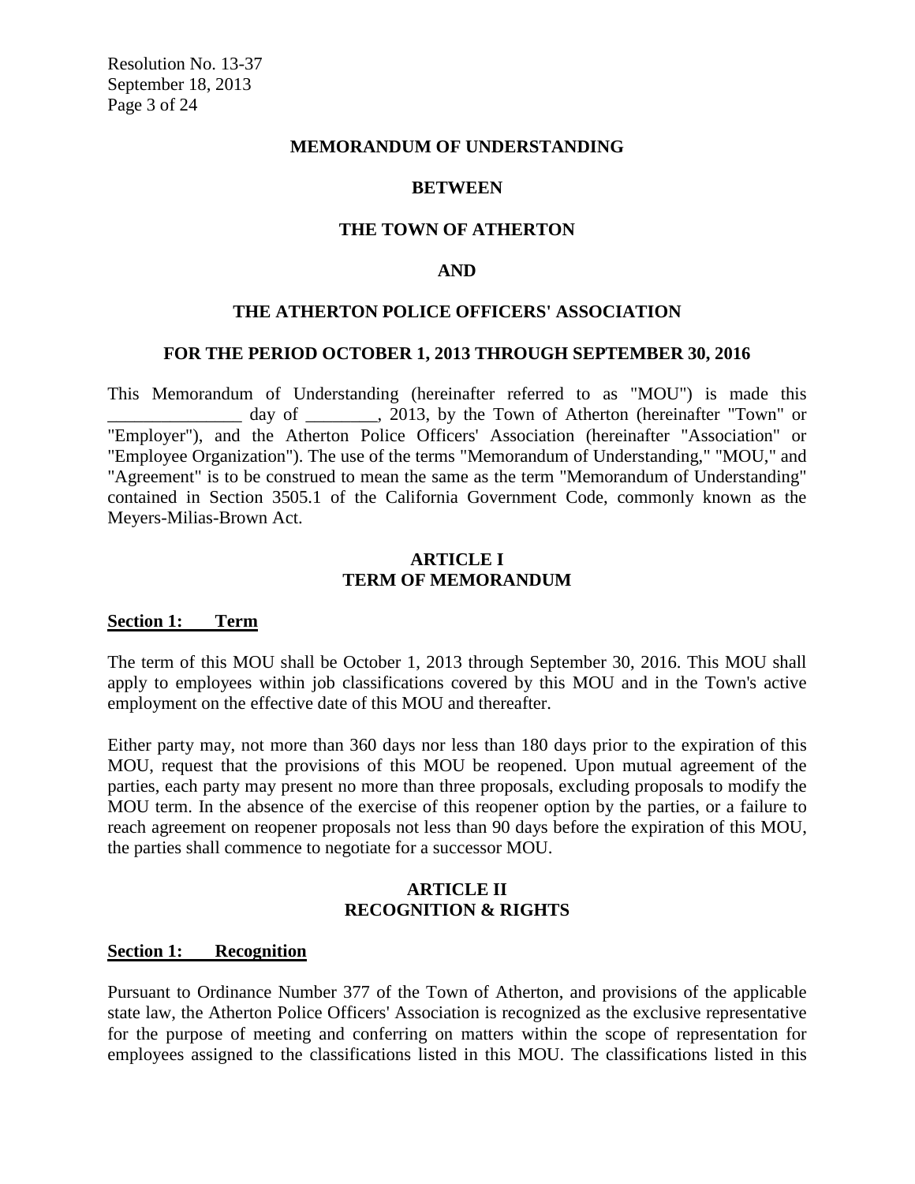**MEMORANDUM OF UNDERSTANDING**

**BETWEEN**

**THE TOWN OF ATHERTON**

**AND**

**THE ATHERTON POLICE OFFICERS' ASSOCIATION**

**FOR THE PERIOD OCTOBER 1, 2013 THROUGH SEPTEMBER 30, 2016**

This Memorandum of Understanding (hereinafter referred to as "MOU") is made this _______________ day of ________, 2013, by the Town of Atherton (hereinafter "Town" or "Employer"), and the Atherton Police Officers' Association (hereinafter "Association" or "Employee Organization"). The use of the terms "Memorandum of Understanding," "MOU," and "Agreement" is to be construed to mean the same as the term "Memorandum of Understanding" contained in Section 3505.1 of the California Government Code, commonly known as the Meyers-Milias-Brown Act.

## ARTICLE I
## TERM OF MEMORANDUM

**Section 1: Term**

The term of this MOU shall be October 1, 2013 through September 30, 2016. This MOU shall apply to employees within job classifications covered by this MOU and in the Town's active employment on the effective date of this MOU and thereafter.

Either party may, not more than 360 days nor less than 180 days prior to the expiration of this MOU, request that the provisions of this MOU be reopened. Upon mutual agreement of the parties, each party may present no more than three proposals, excluding proposals to modify the MOU term. In the absence of the exercise of this reopener option by the parties, or a failure to reach agreement on reopener proposals not less than 90 days before the expiration of this MOU, the parties shall commence to negotiate for a successor MOU.

## ARTICLE II
## RECOGNITION & RIGHTS

**Section 1: Recognition**

Pursuant to Ordinance Number 377 of the Town of Atherton, and provisions of the applicable state law, the Atherton Police Officers' Association is recognized as the exclusive representative for the purpose of meeting and conferring on matters within the scope of representation for employees assigned to the classifications listed in this MOU. The classifications listed in this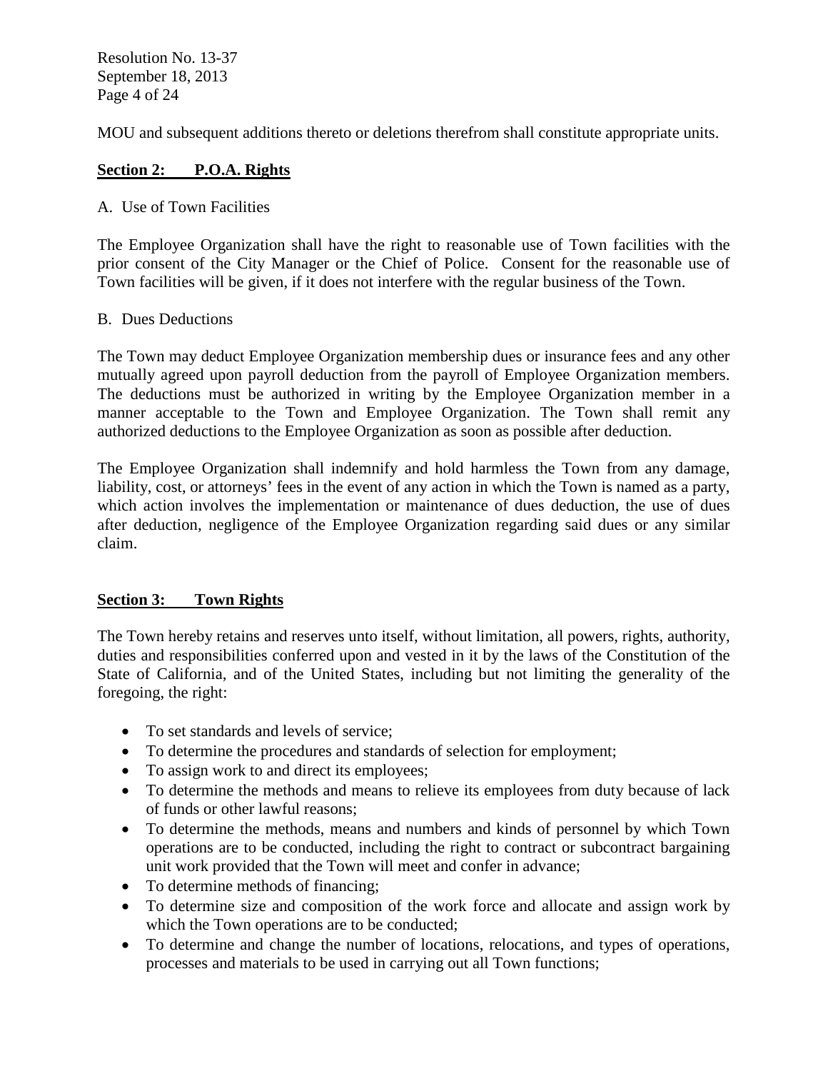MOU and subsequent additions thereto or deletions therefrom shall constitute appropriate units.

## Section 2: P.O.A. Rights

A. Use of Town Facilities

The Employee Organization shall have the right to reasonable use of Town facilities with the prior consent of the City Manager or the Chief of Police. Consent for the reasonable use of Town facilities will be given, if it does not interfere with the regular business of the Town.

B. Dues Deductions

The Town may deduct Employee Organization membership dues or insurance fees and any other mutually agreed upon payroll deduction from the payroll of Employee Organization members. The deductions must be authorized in writing by the Employee Organization member in a manner acceptable to the Town and Employee Organization. The Town shall remit any authorized deductions to the Employee Organization as soon as possible after deduction.

The Employee Organization shall indemnify and hold harmless the Town from any damage, liability, cost, or attorneys' fees in the event of any action in which the Town is named as a party, which action involves the implementation or maintenance of dues deduction, the use of dues after deduction, negligence of the Employee Organization regarding said dues or any similar claim.

## Section 3: Town Rights

The Town hereby retains and reserves unto itself, without limitation, all powers, rights, authority, duties and responsibilities conferred upon and vested in it by the laws of the Constitution of the State of California, and of the United States, including but not limiting the generality of the foregoing, the right:

- To set standards and levels of service;
- To determine the procedures and standards of selection for employment;
- To assign work to and direct its employees;
- To determine the methods and means to relieve its employees from duty because of lack of funds or other lawful reasons;
- To determine the methods, means and numbers and kinds of personnel by which Town operations are to be conducted, including the right to contract or subcontract bargaining unit work provided that the Town will meet and confer in advance;
- To determine methods of financing;
- To determine size and composition of the work force and allocate and assign work by which the Town operations are to be conducted;
- To determine and change the number of locations, relocations, and types of operations, processes and materials to be used in carrying out all Town functions;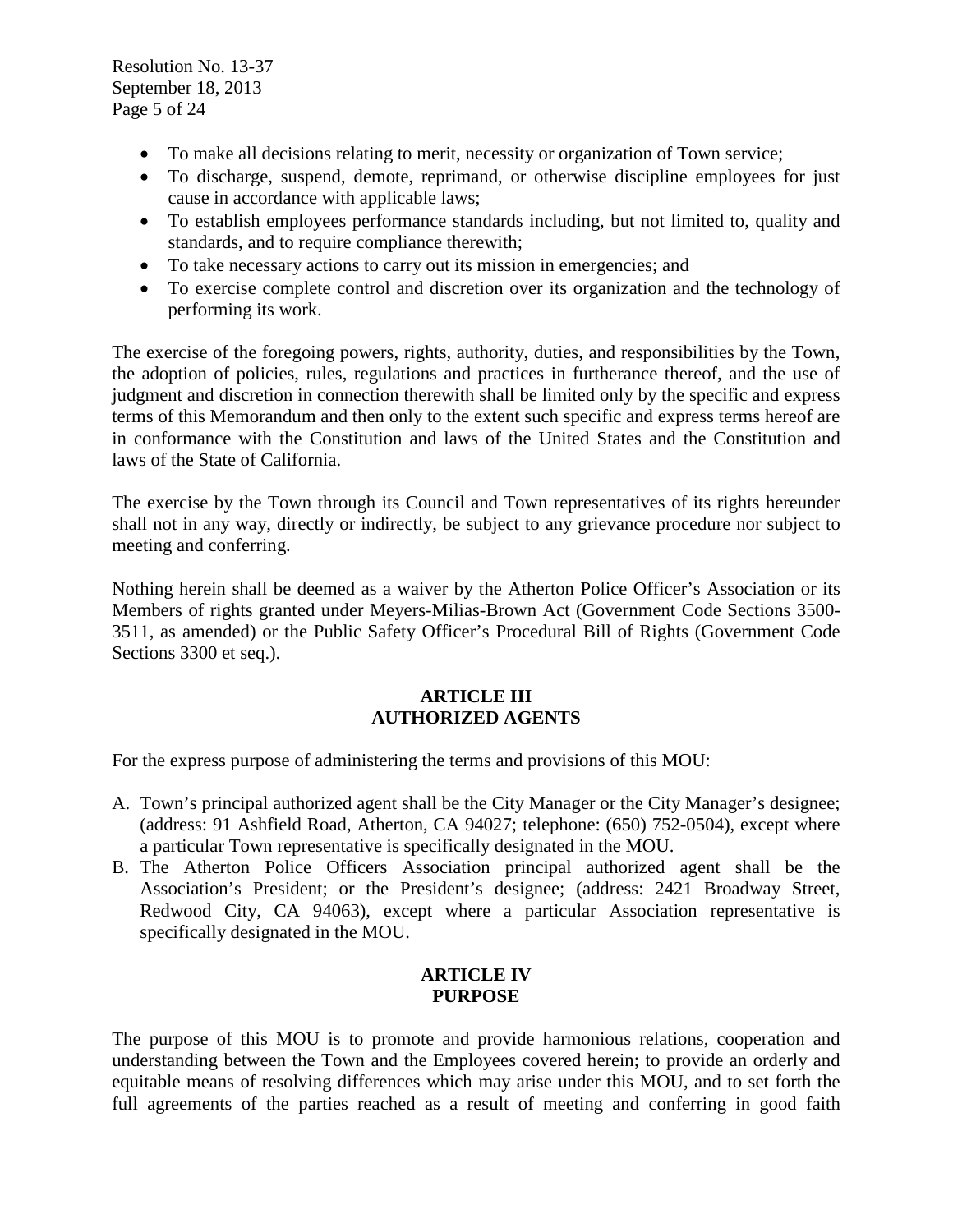- To make all decisions relating to merit, necessity or organization of Town service;
- To discharge, suspend, demote, reprimand, or otherwise discipline employees for just cause in accordance with applicable laws;
- To establish employees performance standards including, but not limited to, quality and standards, and to require compliance therewith;
- To take necessary actions to carry out its mission in emergencies; and
- To exercise complete control and discretion over its organization and the technology of performing its work.

The exercise of the foregoing powers, rights, authority, duties, and responsibilities by the Town, the adoption of policies, rules, regulations and practices in furtherance thereof, and the use of judgment and discretion in connection therewith shall be limited only by the specific and express terms of this Memorandum and then only to the extent such specific and express terms hereof are in conformance with the Constitution and laws of the United States and the Constitution and laws of the State of California.

The exercise by the Town through its Council and Town representatives of its rights hereunder shall not in any way, directly or indirectly, be subject to any grievance procedure nor subject to meeting and conferring.

Nothing herein shall be deemed as a waiver by the Atherton Police Officer's Association or its Members of rights granted under Meyers-Milias-Brown Act (Government Code Sections 3500-3511, as amended) or the Public Safety Officer's Procedural Bill of Rights (Government Code Sections 3300 et seq.).

## ARTICLE III
## AUTHORIZED AGENTS

For the express purpose of administering the terms and provisions of this MOU:

A. Town's principal authorized agent shall be the City Manager or the City Manager's designee; (address: 91 Ashfield Road, Atherton, CA 94027; telephone: (650) 752-0504), except where a particular Town representative is specifically designated in the MOU.
B. The Atherton Police Officers Association principal authorized agent shall be the Association's President; or the President's designee; (address: 2421 Broadway Street, Redwood City, CA 94063), except where a particular Association representative is specifically designated in the MOU.

## ARTICLE IV
## PURPOSE

The purpose of this MOU is to promote and provide harmonious relations, cooperation and understanding between the Town and the Employees covered herein; to provide an orderly and equitable means of resolving differences which may arise under this MOU, and to set forth the full agreements of the parties reached as a result of meeting and conferring in good faith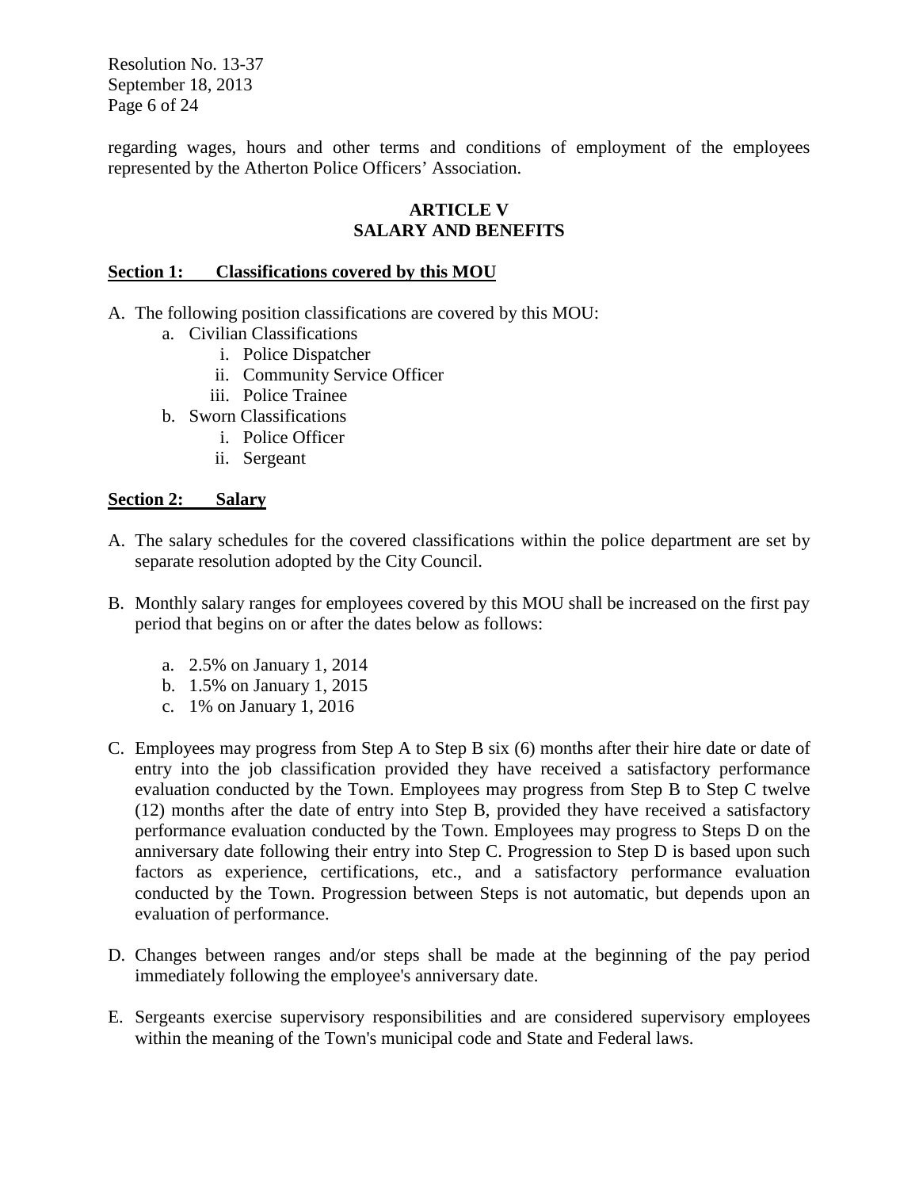regarding wages, hours and other terms and conditions of employment of the employees represented by the Atherton Police Officers' Association.

## ARTICLE V
## SALARY AND BENEFITS

### Section 1: Classifications covered by this MOU

A. The following position classifications are covered by this MOU:
   a. Civilian Classifications
      i. Police Dispatcher
      ii. Community Service Officer
      iii. Police Trainee
   b. Sworn Classifications
      i. Police Officer
      ii. Sergeant

### Section 2: Salary

A. The salary schedules for the covered classifications within the police department are set by separate resolution adopted by the City Council.

B. Monthly salary ranges for employees covered by this MOU shall be increased on the first pay period that begins on or after the dates below as follows:

   a. 2.5% on January 1, 2014
   b. 1.5% on January 1, 2015
   c. 1% on January 1, 2016

C. Employees may progress from Step A to Step B six (6) months after their hire date or date of entry into the job classification provided they have received a satisfactory performance evaluation conducted by the Town. Employees may progress from Step B to Step C twelve (12) months after the date of entry into Step B, provided they have received a satisfactory performance evaluation conducted by the Town. Employees may progress to Steps D on the anniversary date following their entry into Step C. Progression to Step D is based upon such factors as experience, certifications, etc., and a satisfactory performance evaluation conducted by the Town. Progression between Steps is not automatic, but depends upon an evaluation of performance.

D. Changes between ranges and/or steps shall be made at the beginning of the pay period immediately following the employee's anniversary date.

E. Sergeants exercise supervisory responsibilities and are considered supervisory employees within the meaning of the Town's municipal code and State and Federal laws.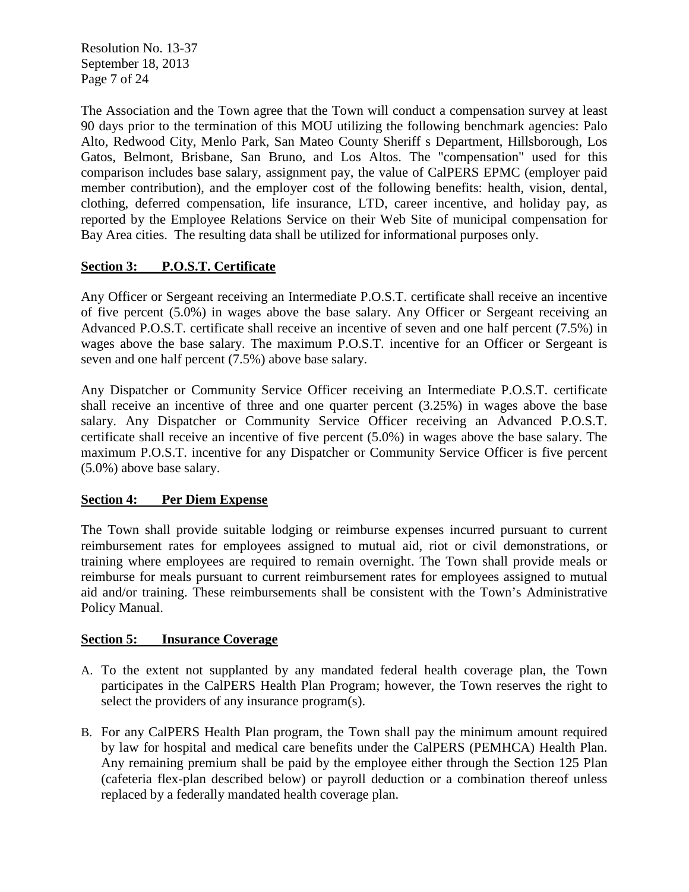The Association and the Town agree that the Town will conduct a compensation survey at least 90 days prior to the termination of this MOU utilizing the following benchmark agencies: Palo Alto, Redwood City, Menlo Park, San Mateo County Sheriff s Department, Hillsborough, Los Gatos, Belmont, Brisbane, San Bruno, and Los Altos. The "compensation" used for this comparison includes base salary, assignment pay, the value of CalPERS EPMC (employer paid member contribution), and the employer cost of the following benefits: health, vision, dental, clothing, deferred compensation, life insurance, LTD, career incentive, and holiday pay, as reported by the Employee Relations Service on their Web Site of municipal compensation for Bay Area cities. The resulting data shall be utilized for informational purposes only.

**Section 3: P.O.S.T. Certificate**

Any Officer or Sergeant receiving an Intermediate P.O.S.T. certificate shall receive an incentive of five percent (5.0%) in wages above the base salary. Any Officer or Sergeant receiving an Advanced P.O.S.T. certificate shall receive an incentive of seven and one half percent (7.5%) in wages above the base salary. The maximum P.O.S.T. incentive for an Officer or Sergeant is seven and one half percent (7.5%) above base salary.

Any Dispatcher or Community Service Officer receiving an Intermediate P.O.S.T. certificate shall receive an incentive of three and one quarter percent (3.25%) in wages above the base salary. Any Dispatcher or Community Service Officer receiving an Advanced P.O.S.T. certificate shall receive an incentive of five percent (5.0%) in wages above the base salary. The maximum P.O.S.T. incentive for any Dispatcher or Community Service Officer is five percent (5.0%) above base salary.

**Section 4: Per Diem Expense**

The Town shall provide suitable lodging or reimburse expenses incurred pursuant to current reimbursement rates for employees assigned to mutual aid, riot or civil demonstrations, or training where employees are required to remain overnight. The Town shall provide meals or reimburse for meals pursuant to current reimbursement rates for employees assigned to mutual aid and/or training. These reimbursements shall be consistent with the Town's Administrative Policy Manual.

**Section 5: Insurance Coverage**

A. To the extent not supplanted by any mandated federal health coverage plan, the Town participates in the CalPERS Health Plan Program; however, the Town reserves the right to select the providers of any insurance program(s).

B. For any CalPERS Health Plan program, the Town shall pay the minimum amount required by law for hospital and medical care benefits under the CalPERS (PEMHCA) Health Plan. Any remaining premium shall be paid by the employee either through the Section 125 Plan (cafeteria flex-plan described below) or payroll deduction or a combination thereof unless replaced by a federally mandated health coverage plan.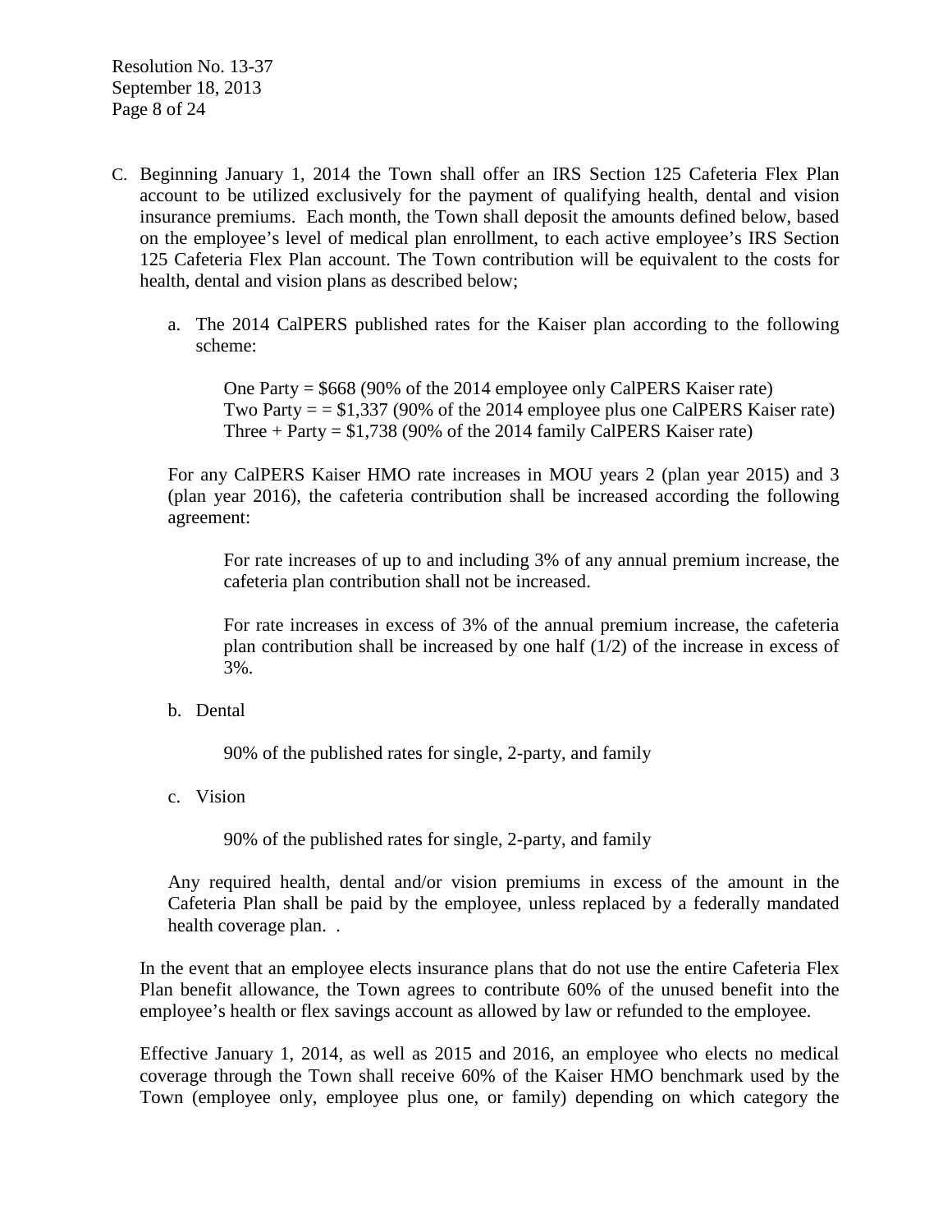C. Beginning January 1, 2014 the Town shall offer an IRS Section 125 Cafeteria Flex Plan account to be utilized exclusively for the payment of qualifying health, dental and vision insurance premiums. Each month, the Town shall deposit the amounts defined below, based on the employee's level of medical plan enrollment, to each active employee's IRS Section 125 Cafeteria Flex Plan account. The Town contribution will be equivalent to the costs for health, dental and vision plans as described below;

   a. The 2014 CalPERS published rates for the Kaiser plan according to the following scheme:

      One Party = $668 (90% of the 2014 employee only CalPERS Kaiser rate)
      Two Party = = $1,337 (90% of the 2014 employee plus one CalPERS Kaiser rate)
      Three + Party = $1,738 (90% of the 2014 family CalPERS Kaiser rate)

   For any CalPERS Kaiser HMO rate increases in MOU years 2 (plan year 2015) and 3 (plan year 2016), the cafeteria contribution shall be increased according the following agreement:

      For rate increases of up to and including 3% of any annual premium increase, the cafeteria plan contribution shall not be increased.

      For rate increases in excess of 3% of the annual premium increase, the cafeteria plan contribution shall be increased by one half (1/2) of the increase in excess of 3%.

   b. Dental

      90% of the published rates for single, 2-party, and family

   c. Vision

      90% of the published rates for single, 2-party, and family

   Any required health, dental and/or vision premiums in excess of the amount in the Cafeteria Plan shall be paid by the employee, unless replaced by a federally mandated health coverage plan. .

In the event that an employee elects insurance plans that do not use the entire Cafeteria Flex Plan benefit allowance, the Town agrees to contribute 60% of the unused benefit into the employee's health or flex savings account as allowed by law or refunded to the employee.

Effective January 1, 2014, as well as 2015 and 2016, an employee who elects no medical coverage through the Town shall receive 60% of the Kaiser HMO benchmark used by the Town (employee only, employee plus one, or family) depending on which category the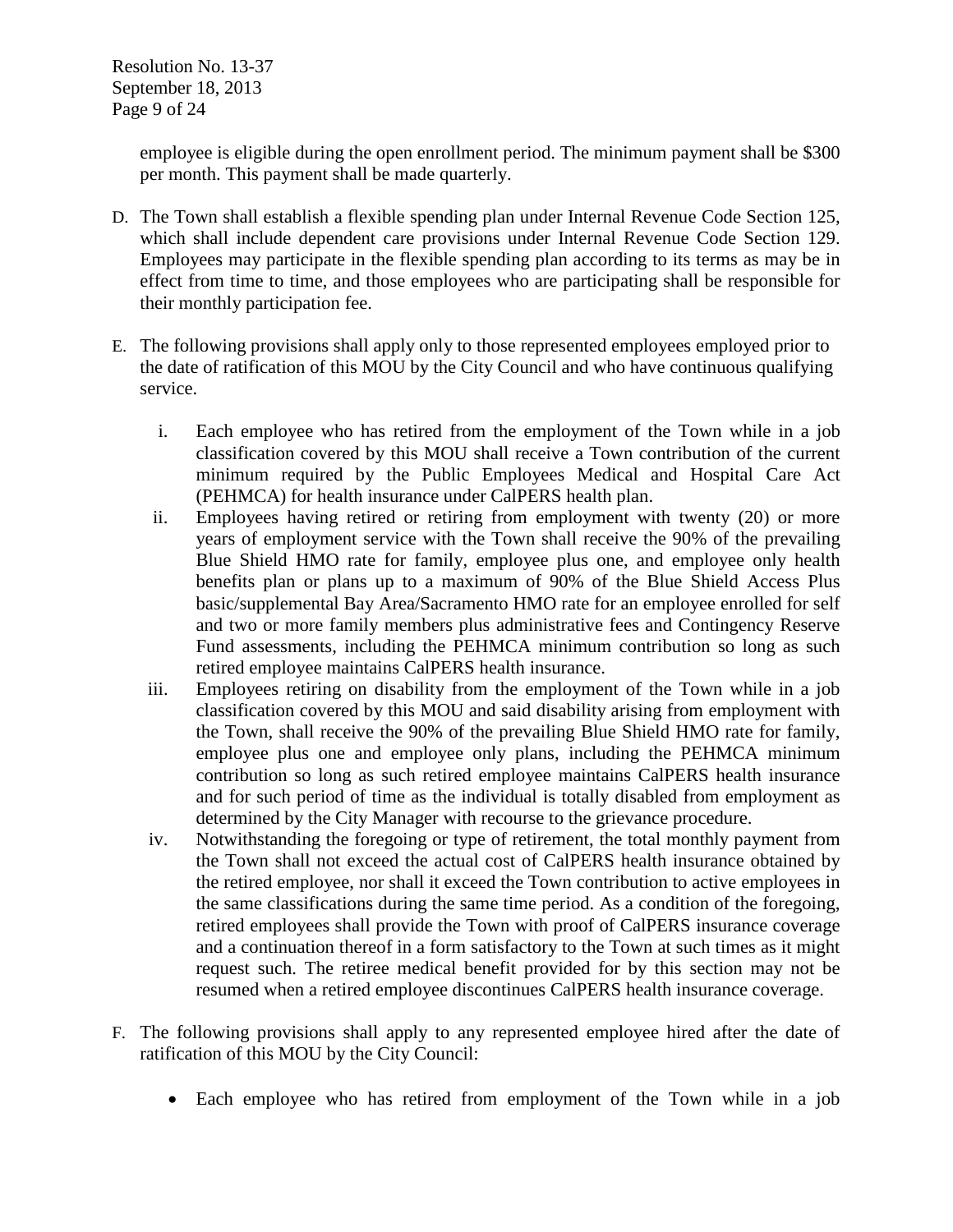employee is eligible during the open enrollment period. The minimum payment shall be $300 per month. This payment shall be made quarterly.

D. The Town shall establish a flexible spending plan under Internal Revenue Code Section 125, which shall include dependent care provisions under Internal Revenue Code Section 129. Employees may participate in the flexible spending plan according to its terms as may be in effect from time to time, and those employees who are participating shall be responsible for their monthly participation fee.

E. The following provisions shall apply only to those represented employees employed prior to the date of ratification of this MOU by the City Council and who have continuous qualifying service.

   i. Each employee who has retired from the employment of the Town while in a job classification covered by this MOU shall receive a Town contribution of the current minimum required by the Public Employees Medical and Hospital Care Act (PEHMCA) for health insurance under CalPERS health plan.

   ii. Employees having retired or retiring from employment with twenty (20) or more years of employment service with the Town shall receive the 90% of the prevailing Blue Shield HMO rate for family, employee plus one, and employee only health benefits plan or plans up to a maximum of 90% of the Blue Shield Access Plus basic/supplemental Bay Area/Sacramento HMO rate for an employee enrolled for self and two or more family members plus administrative fees and Contingency Reserve Fund assessments, including the PEHMCA minimum contribution so long as such retired employee maintains CalPERS health insurance.

   iii. Employees retiring on disability from the employment of the Town while in a job classification covered by this MOU and said disability arising from employment with the Town, shall receive the 90% of the prevailing Blue Shield HMO rate for family, employee plus one and employee only plans, including the PEHMCA minimum contribution so long as such retired employee maintains CalPERS health insurance and for such period of time as the individual is totally disabled from employment as determined by the City Manager with recourse to the grievance procedure.

   iv. Notwithstanding the foregoing or type of retirement, the total monthly payment from the Town shall not exceed the actual cost of CalPERS health insurance obtained by the retired employee, nor shall it exceed the Town contribution to active employees in the same classifications during the same time period. As a condition of the foregoing, retired employees shall provide the Town with proof of CalPERS insurance coverage and a continuation thereof in a form satisfactory to the Town at such times as it might request such. The retiree medical benefit provided for by this section may not be resumed when a retired employee discontinues CalPERS health insurance coverage.

F. The following provisions shall apply to any represented employee hired after the date of ratification of this MOU by the City Council:

   - Each employee who has retired from employment of the Town while in a job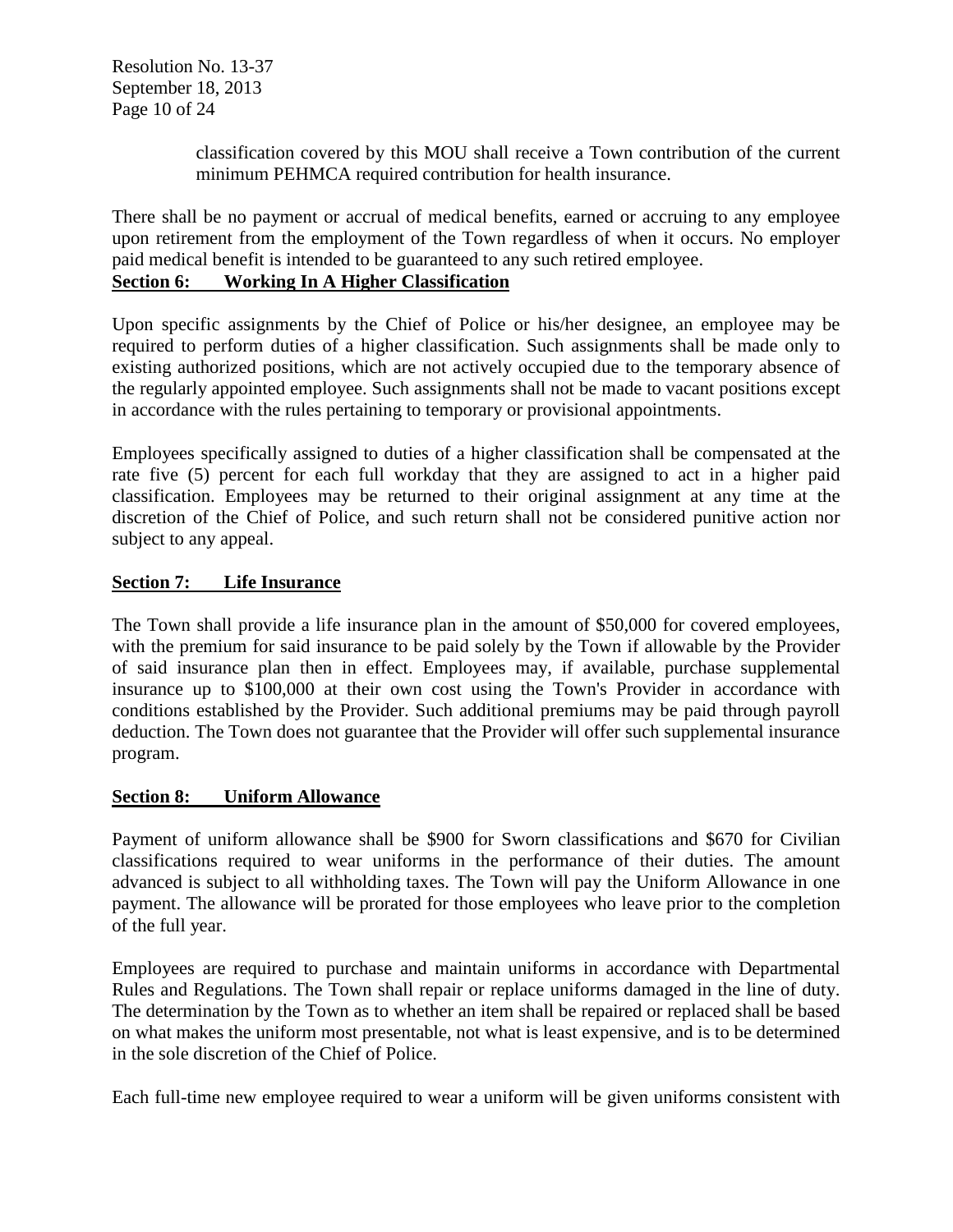classification covered by this MOU shall receive a Town contribution of the current minimum PEHMCA required contribution for health insurance.

There shall be no payment or accrual of medical benefits, earned or accruing to any employee upon retirement from the employment of the Town regardless of when it occurs. No employer paid medical benefit is intended to be guaranteed to any such retired employee.

**Section 6: Working In A Higher Classification**

Upon specific assignments by the Chief of Police or his/her designee, an employee may be required to perform duties of a higher classification. Such assignments shall be made only to existing authorized positions, which are not actively occupied due to the temporary absence of the regularly appointed employee. Such assignments shall not be made to vacant positions except in accordance with the rules pertaining to temporary or provisional appointments.

Employees specifically assigned to duties of a higher classification shall be compensated at the rate five (5) percent for each full workday that they are assigned to act in a higher paid classification. Employees may be returned to their original assignment at any time at the discretion of the Chief of Police, and such return shall not be considered punitive action nor subject to any appeal.

**Section 7: Life Insurance**

The Town shall provide a life insurance plan in the amount of $50,000 for covered employees, with the premium for said insurance to be paid solely by the Town if allowable by the Provider of said insurance plan then in effect. Employees may, if available, purchase supplemental insurance up to $100,000 at their own cost using the Town's Provider in accordance with conditions established by the Provider. Such additional premiums may be paid through payroll deduction. The Town does not guarantee that the Provider will offer such supplemental insurance program.

**Section 8: Uniform Allowance**

Payment of uniform allowance shall be $900 for Sworn classifications and $670 for Civilian classifications required to wear uniforms in the performance of their duties. The amount advanced is subject to all withholding taxes. The Town will pay the Uniform Allowance in one payment. The allowance will be prorated for those employees who leave prior to the completion of the full year.

Employees are required to purchase and maintain uniforms in accordance with Departmental Rules and Regulations. The Town shall repair or replace uniforms damaged in the line of duty. The determination by the Town as to whether an item shall be repaired or replaced shall be based on what makes the uniform most presentable, not what is least expensive, and is to be determined in the sole discretion of the Chief of Police.

Each full-time new employee required to wear a uniform will be given uniforms consistent with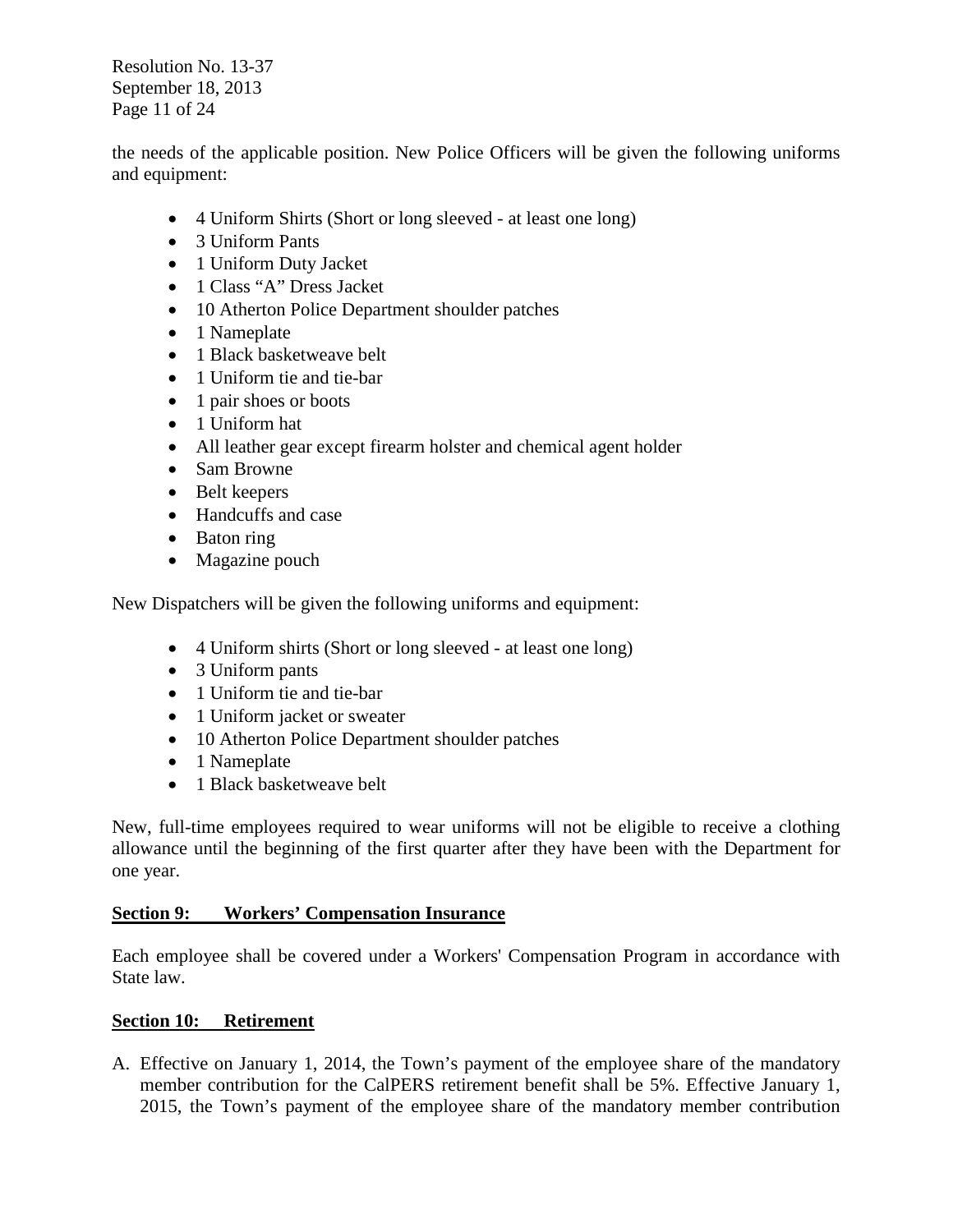the needs of the applicable position. New Police Officers will be given the following uniforms and equipment:

- 4 Uniform Shirts (Short or long sleeved - at least one long)
- 3 Uniform Pants
- 1 Uniform Duty Jacket
- 1 Class "A" Dress Jacket
- 10 Atherton Police Department shoulder patches
- 1 Nameplate
- 1 Black basketweave belt
- 1 Uniform tie and tie-bar
- 1 pair shoes or boots
- 1 Uniform hat
- All leather gear except firearm holster and chemical agent holder
- Sam Browne
- Belt keepers
- Handcuffs and case
- Baton ring
- Magazine pouch

New Dispatchers will be given the following uniforms and equipment:

- 4 Uniform shirts (Short or long sleeved - at least one long)
- 3 Uniform pants
- 1 Uniform tie and tie-bar
- 1 Uniform jacket or sweater
- 10 Atherton Police Department shoulder patches
- 1 Nameplate
- 1 Black basketweave belt

New, full-time employees required to wear uniforms will not be eligible to receive a clothing allowance until the beginning of the first quarter after they have been with the Department for one year.

**Section 9: Workers' Compensation Insurance**

Each employee shall be covered under a Workers' Compensation Program in accordance with State law.

**Section 10: Retirement**

A. Effective on January 1, 2014, the Town's payment of the employee share of the mandatory member contribution for the CalPERS retirement benefit shall be 5%. Effective January 1, 2015, the Town's payment of the employee share of the mandatory member contribution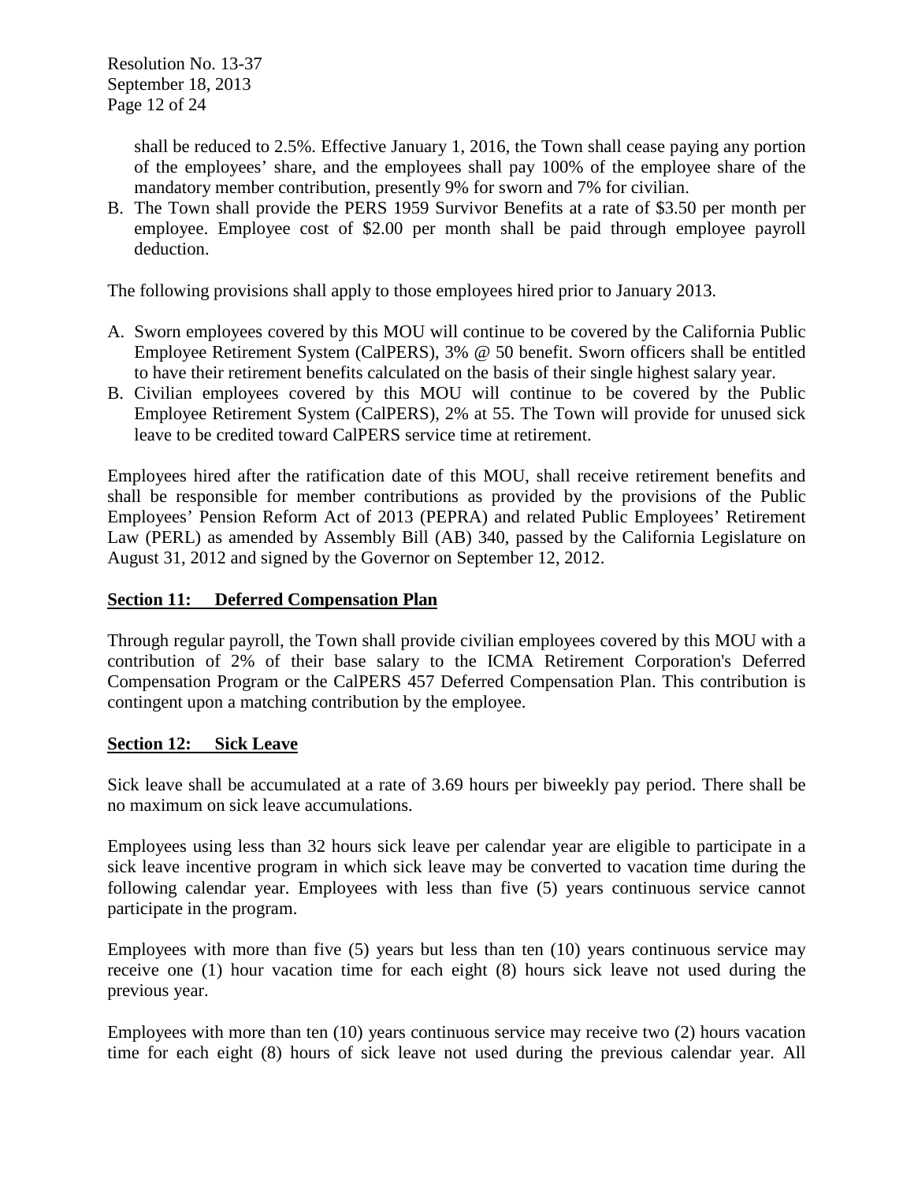shall be reduced to 2.5%. Effective January 1, 2016, the Town shall cease paying any portion of the employees' share, and the employees shall pay 100% of the employee share of the mandatory member contribution, presently 9% for sworn and 7% for civilian.

B. The Town shall provide the PERS 1959 Survivor Benefits at a rate of $3.50 per month per employee. Employee cost of $2.00 per month shall be paid through employee payroll deduction.

The following provisions shall apply to those employees hired prior to January 2013.

A. Sworn employees covered by this MOU will continue to be covered by the California Public Employee Retirement System (CalPERS), 3% @ 50 benefit. Sworn officers shall be entitled to have their retirement benefits calculated on the basis of their single highest salary year.
B. Civilian employees covered by this MOU will continue to be covered by the Public Employee Retirement System (CalPERS), 2% at 55. The Town will provide for unused sick leave to be credited toward CalPERS service time at retirement.

Employees hired after the ratification date of this MOU, shall receive retirement benefits and shall be responsible for member contributions as provided by the provisions of the Public Employees' Pension Reform Act of 2013 (PEPRA) and related Public Employees' Retirement Law (PERL) as amended by Assembly Bill (AB) 340, passed by the California Legislature on August 31, 2012 and signed by the Governor on September 12, 2012.

## Section 11: Deferred Compensation Plan

Through regular payroll, the Town shall provide civilian employees covered by this MOU with a contribution of 2% of their base salary to the ICMA Retirement Corporation's Deferred Compensation Program or the CalPERS 457 Deferred Compensation Plan. This contribution is contingent upon a matching contribution by the employee.

## Section 12: Sick Leave

Sick leave shall be accumulated at a rate of 3.69 hours per biweekly pay period. There shall be no maximum on sick leave accumulations.

Employees using less than 32 hours sick leave per calendar year are eligible to participate in a sick leave incentive program in which sick leave may be converted to vacation time during the following calendar year. Employees with less than five (5) years continuous service cannot participate in the program.

Employees with more than five (5) years but less than ten (10) years continuous service may receive one (1) hour vacation time for each eight (8) hours sick leave not used during the previous year.

Employees with more than ten (10) years continuous service may receive two (2) hours vacation time for each eight (8) hours of sick leave not used during the previous calendar year. All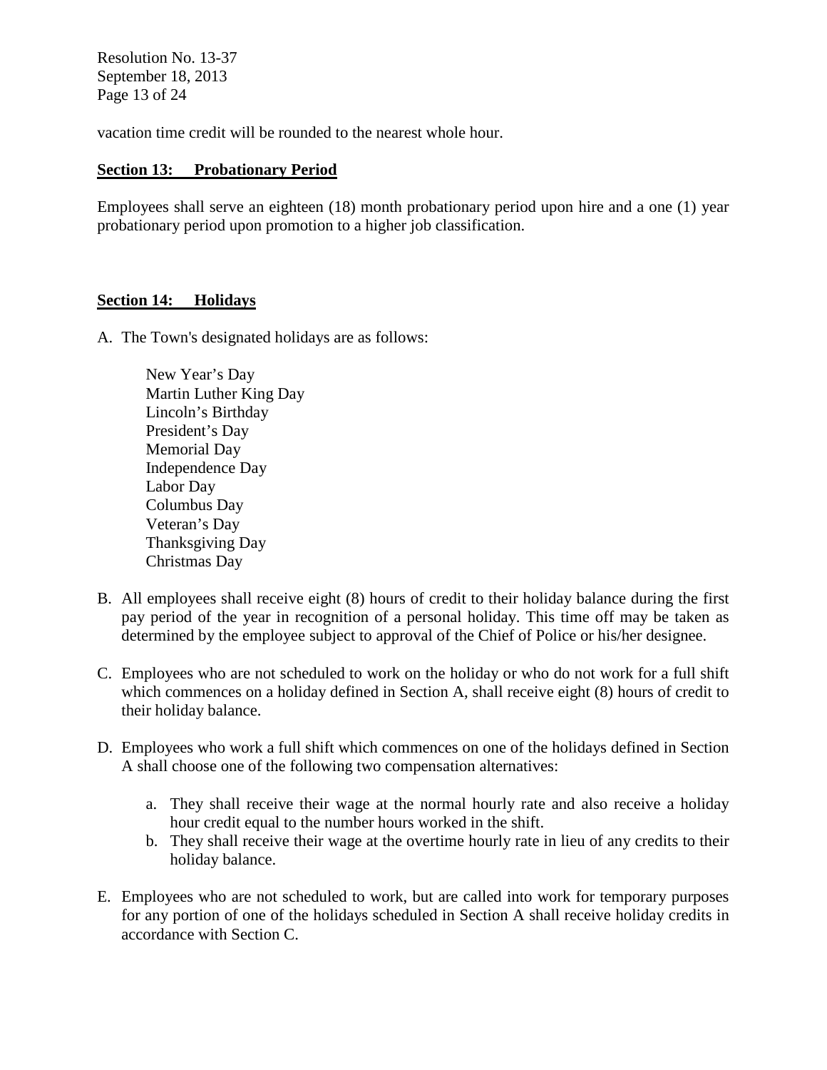vacation time credit will be rounded to the nearest whole hour.

## Section 13: Probationary Period

Employees shall serve an eighteen (18) month probationary period upon hire and a one (1) year probationary period upon promotion to a higher job classification.

## Section 14: Holidays

A. The Town's designated holidays are as follows:

    New Year's Day
    Martin Luther King Day
    Lincoln's Birthday
    President's Day
    Memorial Day
    Independence Day
    Labor Day
    Columbus Day
    Veteran's Day
    Thanksgiving Day
    Christmas Day

B. All employees shall receive eight (8) hours of credit to their holiday balance during the first pay period of the year in recognition of a personal holiday. This time off may be taken as determined by the employee subject to approval of the Chief of Police or his/her designee.

C. Employees who are not scheduled to work on the holiday or who do not work for a full shift which commences on a holiday defined in Section A, shall receive eight (8) hours of credit to their holiday balance.

D. Employees who work a full shift which commences on one of the holidays defined in Section A shall choose one of the following two compensation alternatives:

    a. They shall receive their wage at the normal hourly rate and also receive a holiday hour credit equal to the number hours worked in the shift.
    b. They shall receive their wage at the overtime hourly rate in lieu of any credits to their holiday balance.

E. Employees who are not scheduled to work, but are called into work for temporary purposes for any portion of one of the holidays scheduled in Section A shall receive holiday credits in accordance with Section C.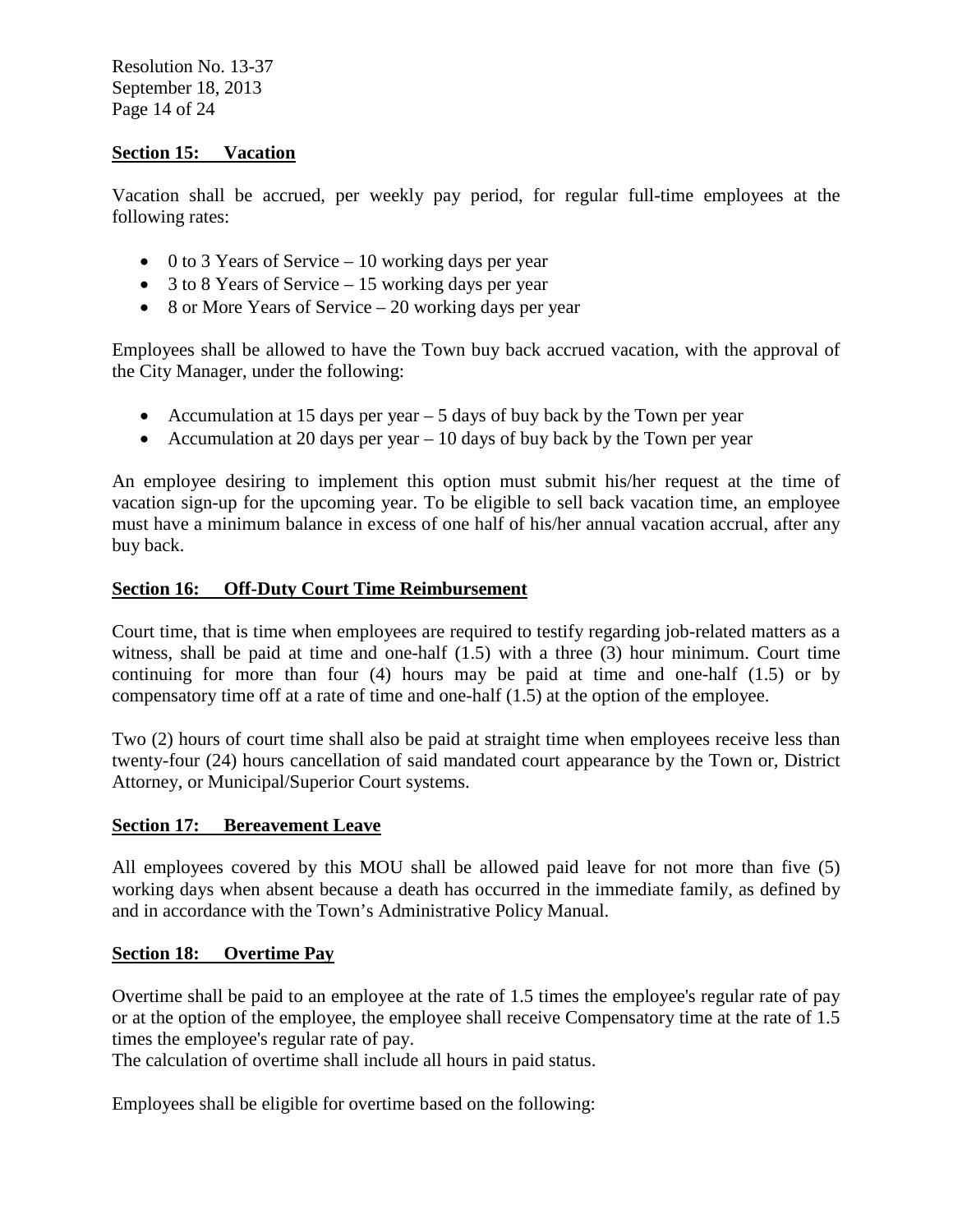## Section 15: Vacation

Vacation shall be accrued, per weekly pay period, for regular full-time employees at the following rates:

- 0 to 3 Years of Service – 10 working days per year
- 3 to 8 Years of Service – 15 working days per year
- 8 or More Years of Service – 20 working days per year

Employees shall be allowed to have the Town buy back accrued vacation, with the approval of the City Manager, under the following:

- Accumulation at 15 days per year – 5 days of buy back by the Town per year
- Accumulation at 20 days per year – 10 days of buy back by the Town per year

An employee desiring to implement this option must submit his/her request at the time of vacation sign-up for the upcoming year. To be eligible to sell back vacation time, an employee must have a minimum balance in excess of one half of his/her annual vacation accrual, after any buy back.

## Section 16: Off-Duty Court Time Reimbursement

Court time, that is time when employees are required to testify regarding job-related matters as a witness, shall be paid at time and one-half (1.5) with a three (3) hour minimum. Court time continuing for more than four (4) hours may be paid at time and one-half (1.5) or by compensatory time off at a rate of time and one-half (1.5) at the option of the employee.

Two (2) hours of court time shall also be paid at straight time when employees receive less than twenty-four (24) hours cancellation of said mandated court appearance by the Town or, District Attorney, or Municipal/Superior Court systems.

## Section 17: Bereavement Leave

All employees covered by this MOU shall be allowed paid leave for not more than five (5) working days when absent because a death has occurred in the immediate family, as defined by and in accordance with the Town's Administrative Policy Manual.

## Section 18: Overtime Pay

Overtime shall be paid to an employee at the rate of 1.5 times the employee's regular rate of pay or at the option of the employee, the employee shall receive Compensatory time at the rate of 1.5 times the employee's regular rate of pay.

The calculation of overtime shall include all hours in paid status.

Employees shall be eligible for overtime based on the following: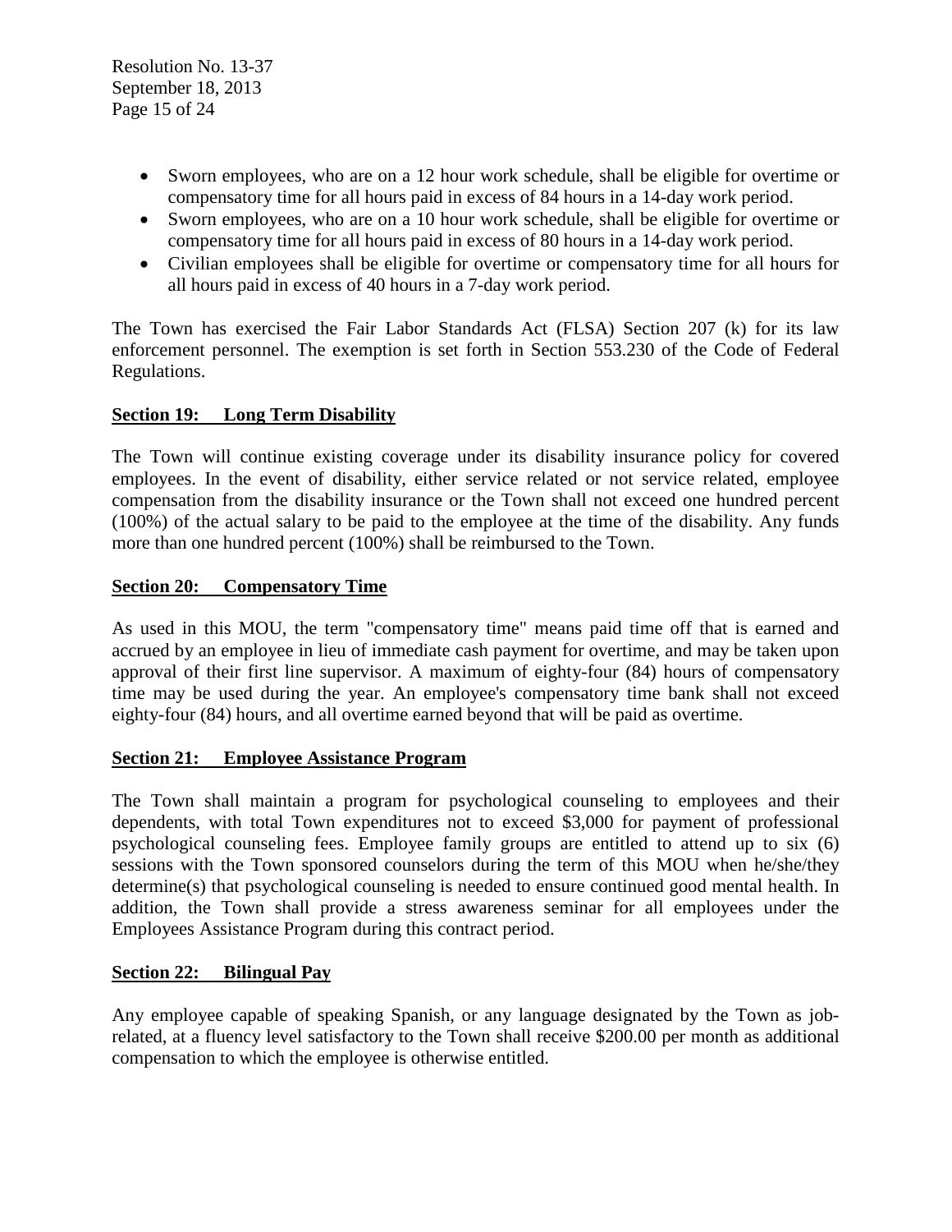- Sworn employees, who are on a 12 hour work schedule, shall be eligible for overtime or compensatory time for all hours paid in excess of 84 hours in a 14-day work period.
- Sworn employees, who are on a 10 hour work schedule, shall be eligible for overtime or compensatory time for all hours paid in excess of 80 hours in a 14-day work period.
- Civilian employees shall be eligible for overtime or compensatory time for all hours for all hours paid in excess of 40 hours in a 7-day work period.

The Town has exercised the Fair Labor Standards Act (FLSA) Section 207 (k) for its law enforcement personnel. The exemption is set forth in Section 553.230 of the Code of Federal Regulations.

**Section 19: Long Term Disability**

The Town will continue existing coverage under its disability insurance policy for covered employees. In the event of disability, either service related or not service related, employee compensation from the disability insurance or the Town shall not exceed one hundred percent (100%) of the actual salary to be paid to the employee at the time of the disability. Any funds more than one hundred percent (100%) shall be reimbursed to the Town.

**Section 20: Compensatory Time**

As used in this MOU, the term "compensatory time" means paid time off that is earned and accrued by an employee in lieu of immediate cash payment for overtime, and may be taken upon approval of their first line supervisor. A maximum of eighty-four (84) hours of compensatory time may be used during the year. An employee's compensatory time bank shall not exceed eighty-four (84) hours, and all overtime earned beyond that will be paid as overtime.

**Section 21: Employee Assistance Program**

The Town shall maintain a program for psychological counseling to employees and their dependents, with total Town expenditures not to exceed \$3,000 for payment of professional psychological counseling fees. Employee family groups are entitled to attend up to six (6) sessions with the Town sponsored counselors during the term of this MOU when he/she/they determine(s) that psychological counseling is needed to ensure continued good mental health. In addition, the Town shall provide a stress awareness seminar for all employees under the Employees Assistance Program during this contract period.

**Section 22: Bilingual Pay**

Any employee capable of speaking Spanish, or any language designated by the Town as job-related, at a fluency level satisfactory to the Town shall receive \$200.00 per month as additional compensation to which the employee is otherwise entitled.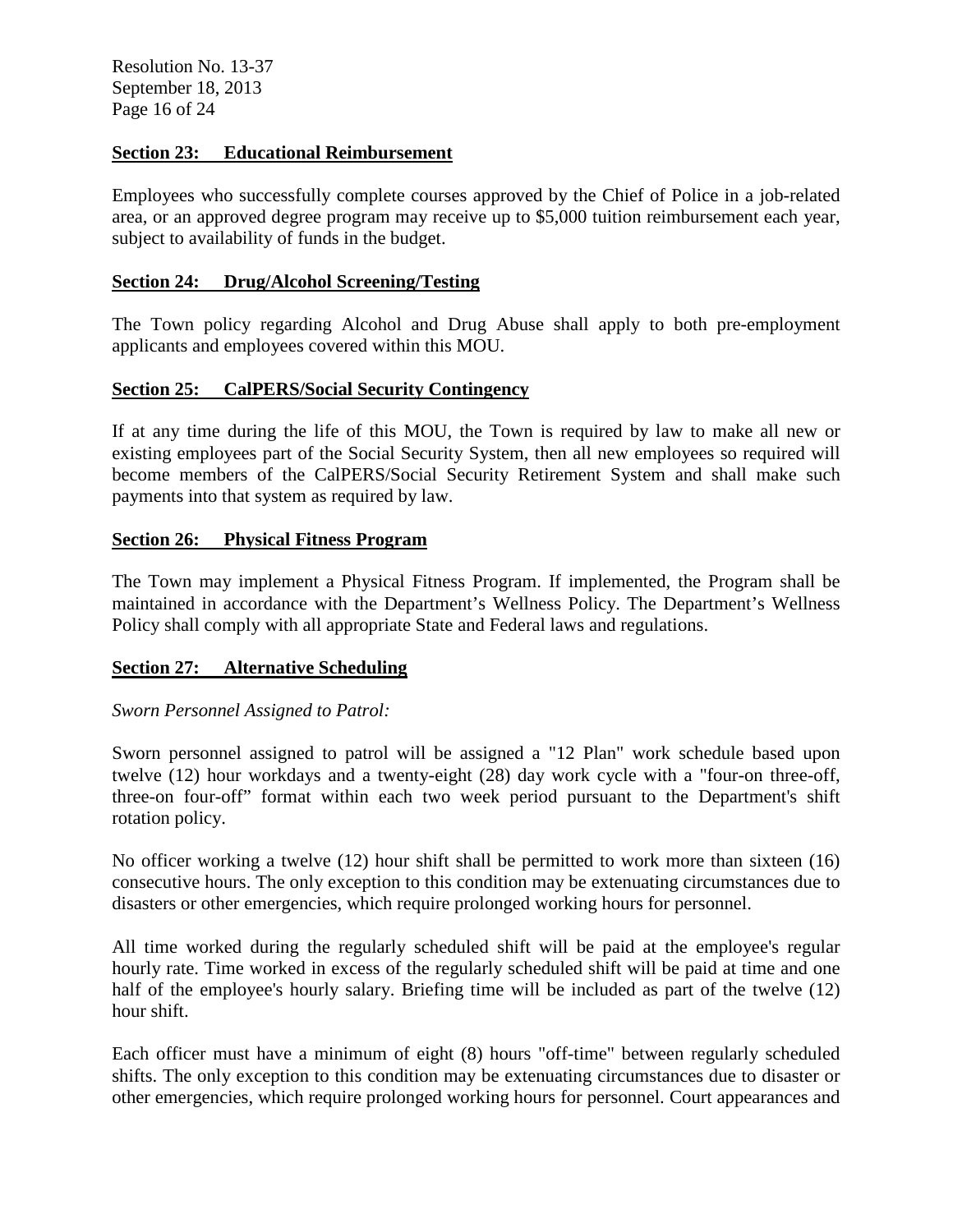**Section 23: Educational Reimbursement**

Employees who successfully complete courses approved by the Chief of Police in a job-related area, or an approved degree program may receive up to $5,000 tuition reimbursement each year, subject to availability of funds in the budget.

**Section 24: Drug/Alcohol Screening/Testing**

The Town policy regarding Alcohol and Drug Abuse shall apply to both pre-employment applicants and employees covered within this MOU.

**Section 25: CalPERS/Social Security Contingency**

If at any time during the life of this MOU, the Town is required by law to make all new or existing employees part of the Social Security System, then all new employees so required will become members of the CalPERS/Social Security Retirement System and shall make such payments into that system as required by law.

**Section 26: Physical Fitness Program**

The Town may implement a Physical Fitness Program. If implemented, the Program shall be maintained in accordance with the Department's Wellness Policy. The Department's Wellness Policy shall comply with all appropriate State and Federal laws and regulations.

**Section 27: Alternative Scheduling**

*Sworn Personnel Assigned to Patrol:*

Sworn personnel assigned to patrol will be assigned a "12 Plan" work schedule based upon twelve (12) hour workdays and a twenty-eight (28) day work cycle with a "four-on three-off, three-on four-off" format within each two week period pursuant to the Department's shift rotation policy.

No officer working a twelve (12) hour shift shall be permitted to work more than sixteen (16) consecutive hours. The only exception to this condition may be extenuating circumstances due to disasters or other emergencies, which require prolonged working hours for personnel.

All time worked during the regularly scheduled shift will be paid at the employee's regular hourly rate. Time worked in excess of the regularly scheduled shift will be paid at time and one half of the employee's hourly salary. Briefing time will be included as part of the twelve (12) hour shift.

Each officer must have a minimum of eight (8) hours "off-time" between regularly scheduled shifts. The only exception to this condition may be extenuating circumstances due to disaster or other emergencies, which require prolonged working hours for personnel. Court appearances and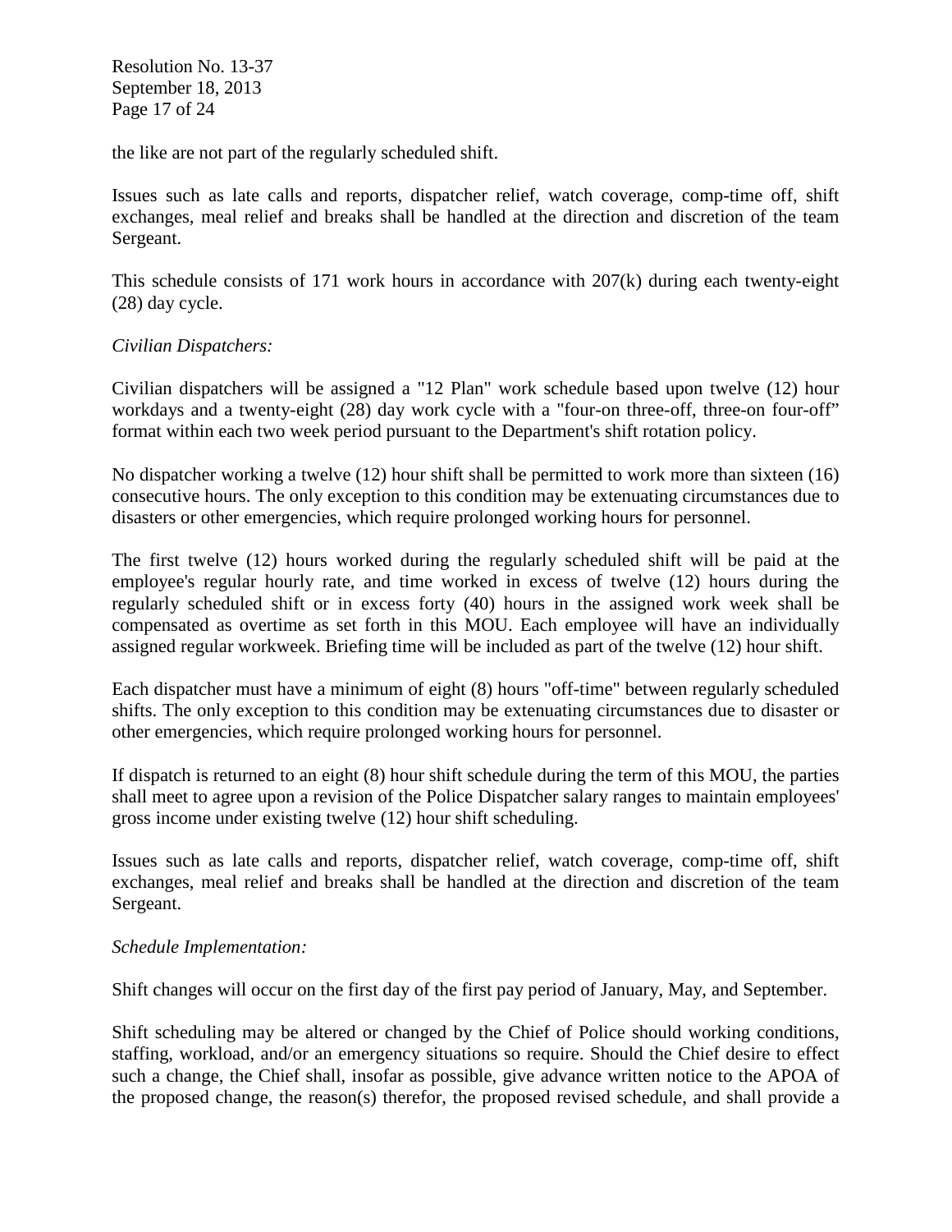the like are not part of the regularly scheduled shift.

Issues such as late calls and reports, dispatcher relief, watch coverage, comp-time off, shift exchanges, meal relief and breaks shall be handled at the direction and discretion of the team Sergeant.

This schedule consists of 171 work hours in accordance with 207(k) during each twenty-eight (28) day cycle.

*Civilian Dispatchers:*

Civilian dispatchers will be assigned a "12 Plan" work schedule based upon twelve (12) hour workdays and a twenty-eight (28) day work cycle with a "four-on three-off, three-on four-off" format within each two week period pursuant to the Department's shift rotation policy.

No dispatcher working a twelve (12) hour shift shall be permitted to work more than sixteen (16) consecutive hours. The only exception to this condition may be extenuating circumstances due to disasters or other emergencies, which require prolonged working hours for personnel.

The first twelve (12) hours worked during the regularly scheduled shift will be paid at the employee's regular hourly rate, and time worked in excess of twelve (12) hours during the regularly scheduled shift or in excess forty (40) hours in the assigned work week shall be compensated as overtime as set forth in this MOU. Each employee will have an individually assigned regular workweek. Briefing time will be included as part of the twelve (12) hour shift.

Each dispatcher must have a minimum of eight (8) hours "off-time" between regularly scheduled shifts. The only exception to this condition may be extenuating circumstances due to disaster or other emergencies, which require prolonged working hours for personnel.

If dispatch is returned to an eight (8) hour shift schedule during the term of this MOU, the parties shall meet to agree upon a revision of the Police Dispatcher salary ranges to maintain employees' gross income under existing twelve (12) hour shift scheduling.

Issues such as late calls and reports, dispatcher relief, watch coverage, comp-time off, shift exchanges, meal relief and breaks shall be handled at the direction and discretion of the team Sergeant.

*Schedule Implementation:*

Shift changes will occur on the first day of the first pay period of January, May, and September.

Shift scheduling may be altered or changed by the Chief of Police should working conditions, staffing, workload, and/or an emergency situations so require. Should the Chief desire to effect such a change, the Chief shall, insofar as possible, give advance written notice to the APOA of the proposed change, the reason(s) therefor, the proposed revised schedule, and shall provide a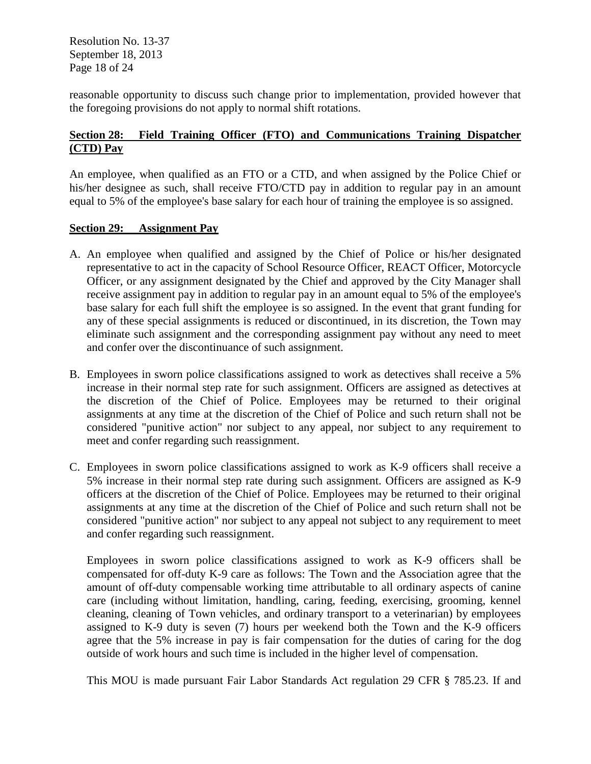reasonable opportunity to discuss such change prior to implementation, provided however that the foregoing provisions do not apply to normal shift rotations.

## Section 28: Field Training Officer (FTO) and Communications Training Dispatcher (CTD) Pay

An employee, when qualified as an FTO or a CTD, and when assigned by the Police Chief or his/her designee as such, shall receive FTO/CTD pay in addition to regular pay in an amount equal to 5% of the employee's base salary for each hour of training the employee is so assigned.

## Section 29: Assignment Pay

A. An employee when qualified and assigned by the Chief of Police or his/her designated representative to act in the capacity of School Resource Officer, REACT Officer, Motorcycle Officer, or any assignment designated by the Chief and approved by the City Manager shall receive assignment pay in addition to regular pay in an amount equal to 5% of the employee's base salary for each full shift the employee is so assigned. In the event that grant funding for any of these special assignments is reduced or discontinued, in its discretion, the Town may eliminate such assignment and the corresponding assignment pay without any need to meet and confer over the discontinuance of such assignment.

B. Employees in sworn police classifications assigned to work as detectives shall receive a 5% increase in their normal step rate for such assignment. Officers are assigned as detectives at the discretion of the Chief of Police. Employees may be returned to their original assignments at any time at the discretion of the Chief of Police and such return shall not be considered "punitive action" nor subject to any appeal, nor subject to any requirement to meet and confer regarding such reassignment.

C. Employees in sworn police classifications assigned to work as K-9 officers shall receive a 5% increase in their normal step rate during such assignment. Officers are assigned as K-9 officers at the discretion of the Chief of Police. Employees may be returned to their original assignments at any time at the discretion of the Chief of Police and such return shall not be considered "punitive action" nor subject to any appeal not subject to any requirement to meet and confer regarding such reassignment.

   Employees in sworn police classifications assigned to work as K-9 officers shall be compensated for off-duty K-9 care as follows: The Town and the Association agree that the amount of off-duty compensable working time attributable to all ordinary aspects of canine care (including without limitation, handling, caring, feeding, exercising, grooming, kennel cleaning, cleaning of Town vehicles, and ordinary transport to a veterinarian) by employees assigned to K-9 duty is seven (7) hours per weekend both the Town and the K-9 officers agree that the 5% increase in pay is fair compensation for the duties of caring for the dog outside of work hours and such time is included in the higher level of compensation.

   This MOU is made pursuant Fair Labor Standards Act regulation 29 CFR § 785.23. If and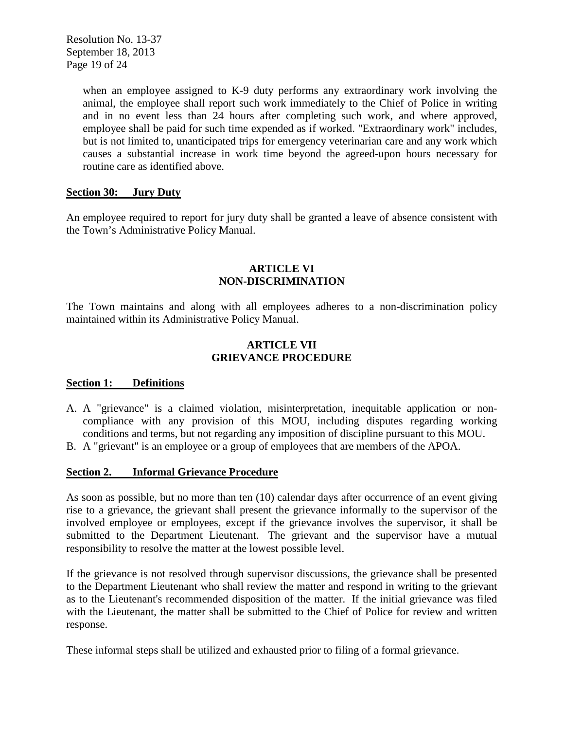when an employee assigned to K-9 duty performs any extraordinary work involving the animal, the employee shall report such work immediately to the Chief of Police in writing and in no event less than 24 hours after completing such work, and where approved, employee shall be paid for such time expended as if worked. "Extraordinary work" includes, but is not limited to, unanticipated trips for emergency veterinarian care and any work which causes a substantial increase in work time beyond the agreed-upon hours necessary for routine care as identified above.

**Section 30: Jury Duty**

An employee required to report for jury duty shall be granted a leave of absence consistent with the Town's Administrative Policy Manual.

## ARTICLE VI
## NON-DISCRIMINATION

The Town maintains and along with all employees adheres to a non-discrimination policy maintained within its Administrative Policy Manual.

## ARTICLE VII
## GRIEVANCE PROCEDURE

**Section 1: Definitions**

A. A "grievance" is a claimed violation, misinterpretation, inequitable application or non-compliance with any provision of this MOU, including disputes regarding working conditions and terms, but not regarding any imposition of discipline pursuant to this MOU.

B. A "grievant" is an employee or a group of employees that are members of the APOA.

**Section 2. Informal Grievance Procedure**

As soon as possible, but no more than ten (10) calendar days after occurrence of an event giving rise to a grievance, the grievant shall present the grievance informally to the supervisor of the involved employee or employees, except if the grievance involves the supervisor, it shall be submitted to the Department Lieutenant. The grievant and the supervisor have a mutual responsibility to resolve the matter at the lowest possible level.

If the grievance is not resolved through supervisor discussions, the grievance shall be presented to the Department Lieutenant who shall review the matter and respond in writing to the grievant as to the Lieutenant's recommended disposition of the matter. If the initial grievance was filed with the Lieutenant, the matter shall be submitted to the Chief of Police for review and written response.

These informal steps shall be utilized and exhausted prior to filing of a formal grievance.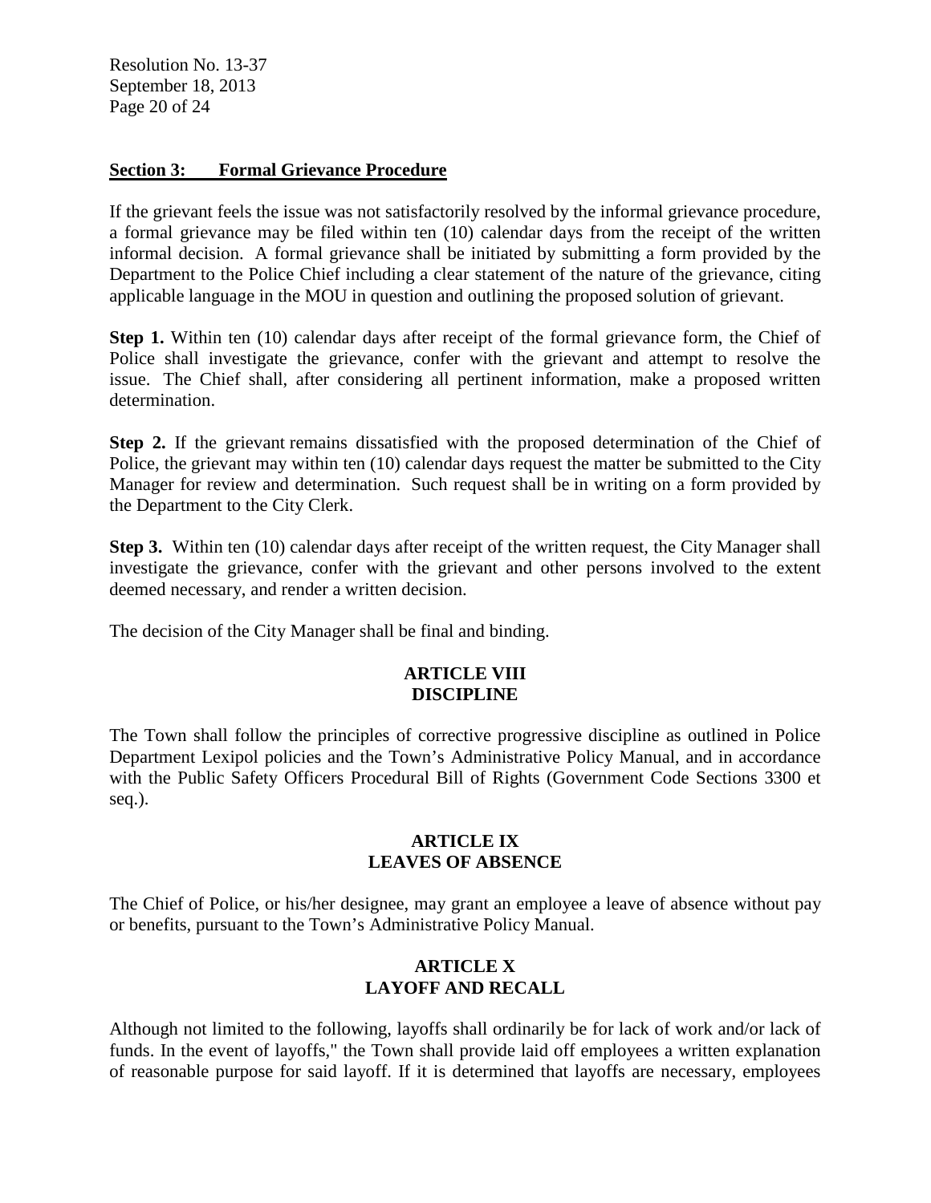**Section 3: Formal Grievance Procedure**

If the grievant feels the issue was not satisfactorily resolved by the informal grievance procedure, a formal grievance may be filed within ten (10) calendar days from the receipt of the written informal decision. A formal grievance shall be initiated by submitting a form provided by the Department to the Police Chief including a clear statement of the nature of the grievance, citing applicable language in the MOU in question and outlining the proposed solution of grievant.

**Step 1.** Within ten (10) calendar days after receipt of the formal grievance form, the Chief of Police shall investigate the grievance, confer with the grievant and attempt to resolve the issue. The Chief shall, after considering all pertinent information, make a proposed written determination.

**Step 2.** If the grievant remains dissatisfied with the proposed determination of the Chief of Police, the grievant may within ten (10) calendar days request the matter be submitted to the City Manager for review and determination. Such request shall be in writing on a form provided by the Department to the City Clerk.

**Step 3.** Within ten (10) calendar days after receipt of the written request, the City Manager shall investigate the grievance, confer with the grievant and other persons involved to the extent deemed necessary, and render a written decision.

The decision of the City Manager shall be final and binding.

## ARTICLE VIII
## DISCIPLINE

The Town shall follow the principles of corrective progressive discipline as outlined in Police Department Lexipol policies and the Town's Administrative Policy Manual, and in accordance with the Public Safety Officers Procedural Bill of Rights (Government Code Sections 3300 et seq.).

## ARTICLE IX
## LEAVES OF ABSENCE

The Chief of Police, or his/her designee, may grant an employee a leave of absence without pay or benefits, pursuant to the Town's Administrative Policy Manual.

## ARTICLE X
## LAYOFF AND RECALL

Although not limited to the following, layoffs shall ordinarily be for lack of work and/or lack of funds. In the event of layoffs," the Town shall provide laid off employees a written explanation of reasonable purpose for said layoff. If it is determined that layoffs are necessary, employees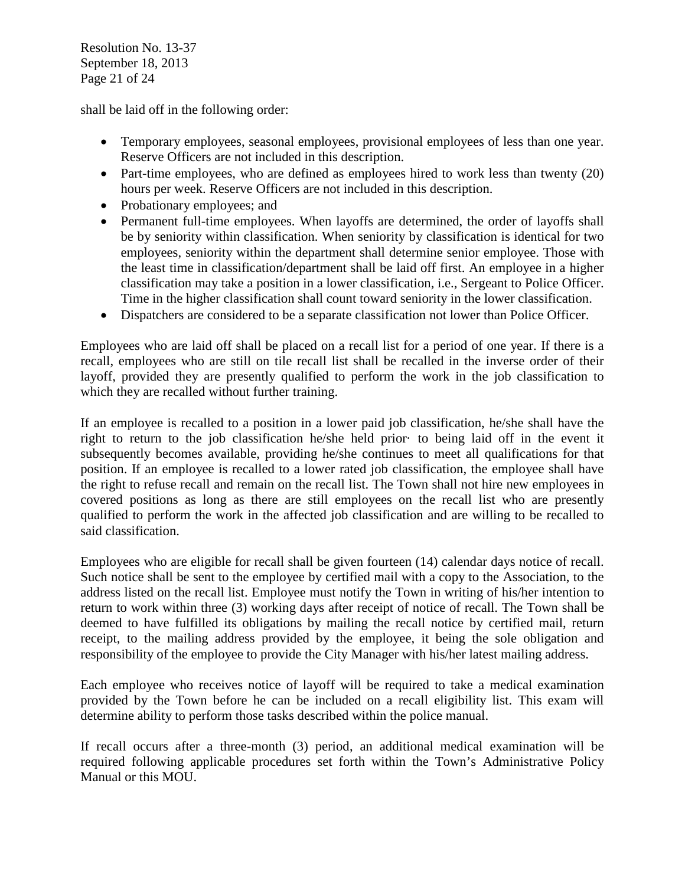shall be laid off in the following order:

- Temporary employees, seasonal employees, provisional employees of less than one year. Reserve Officers are not included in this description.
- Part-time employees, who are defined as employees hired to work less than twenty (20) hours per week. Reserve Officers are not included in this description.
- Probationary employees; and
- Permanent full-time employees. When layoffs are determined, the order of layoffs shall be by seniority within classification. When seniority by classification is identical for two employees, seniority within the department shall determine senior employee. Those with the least time in classification/department shall be laid off first. An employee in a higher classification may take a position in a lower classification, i.e., Sergeant to Police Officer. Time in the higher classification shall count toward seniority in the lower classification.
- Dispatchers are considered to be a separate classification not lower than Police Officer.

Employees who are laid off shall be placed on a recall list for a period of one year. If there is a recall, employees who are still on tile recall list shall be recalled in the inverse order of their layoff, provided they are presently qualified to perform the work in the job classification to which they are recalled without further training.

If an employee is recalled to a position in a lower paid job classification, he/she shall have the right to return to the job classification he/she held prior· to being laid off in the event it subsequently becomes available, providing he/she continues to meet all qualifications for that position. If an employee is recalled to a lower rated job classification, the employee shall have the right to refuse recall and remain on the recall list. The Town shall not hire new employees in covered positions as long as there are still employees on the recall list who are presently qualified to perform the work in the affected job classification and are willing to be recalled to said classification.

Employees who are eligible for recall shall be given fourteen (14) calendar days notice of recall. Such notice shall be sent to the employee by certified mail with a copy to the Association, to the address listed on the recall list. Employee must notify the Town in writing of his/her intention to return to work within three (3) working days after receipt of notice of recall. The Town shall be deemed to have fulfilled its obligations by mailing the recall notice by certified mail, return receipt, to the mailing address provided by the employee, it being the sole obligation and responsibility of the employee to provide the City Manager with his/her latest mailing address.

Each employee who receives notice of layoff will be required to take a medical examination provided by the Town before he can be included on a recall eligibility list. This exam will determine ability to perform those tasks described within the police manual.

If recall occurs after a three-month (3) period, an additional medical examination will be required following applicable procedures set forth within the Town's Administrative Policy Manual or this MOU.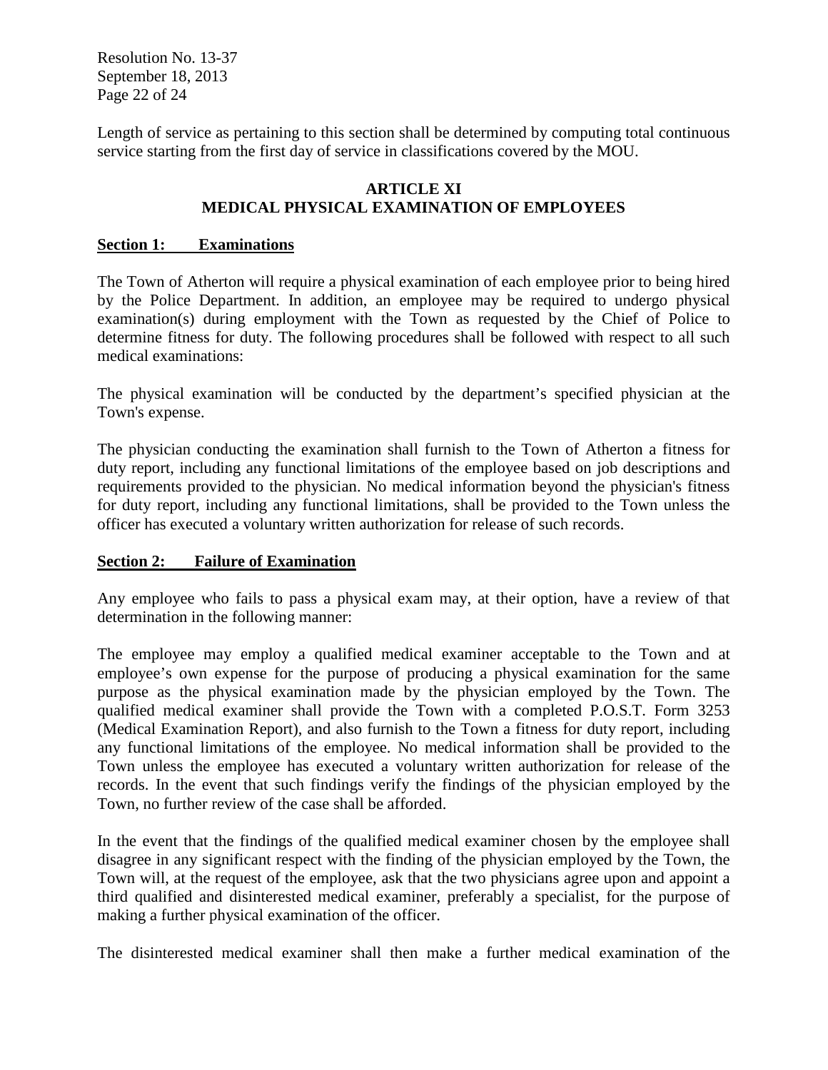Length of service as pertaining to this section shall be determined by computing total continuous service starting from the first day of service in classifications covered by the MOU.

## ARTICLE XI
## MEDICAL PHYSICAL EXAMINATION OF EMPLOYEES

### Section 1: Examinations

The Town of Atherton will require a physical examination of each employee prior to being hired by the Police Department. In addition, an employee may be required to undergo physical examination(s) during employment with the Town as requested by the Chief of Police to determine fitness for duty. The following procedures shall be followed with respect to all such medical examinations:

The physical examination will be conducted by the department's specified physician at the Town's expense.

The physician conducting the examination shall furnish to the Town of Atherton a fitness for duty report, including any functional limitations of the employee based on job descriptions and requirements provided to the physician. No medical information beyond the physician's fitness for duty report, including any functional limitations, shall be provided to the Town unless the officer has executed a voluntary written authorization for release of such records.

### Section 2: Failure of Examination

Any employee who fails to pass a physical exam may, at their option, have a review of that determination in the following manner:

The employee may employ a qualified medical examiner acceptable to the Town and at employee's own expense for the purpose of producing a physical examination for the same purpose as the physical examination made by the physician employed by the Town. The qualified medical examiner shall provide the Town with a completed P.O.S.T. Form 3253 (Medical Examination Report), and also furnish to the Town a fitness for duty report, including any functional limitations of the employee. No medical information shall be provided to the Town unless the employee has executed a voluntary written authorization for release of the records. In the event that such findings verify the findings of the physician employed by the Town, no further review of the case shall be afforded.

In the event that the findings of the qualified medical examiner chosen by the employee shall disagree in any significant respect with the finding of the physician employed by the Town, the Town will, at the request of the employee, ask that the two physicians agree upon and appoint a third qualified and disinterested medical examiner, preferably a specialist, for the purpose of making a further physical examination of the officer.

The disinterested medical examiner shall then make a further medical examination of the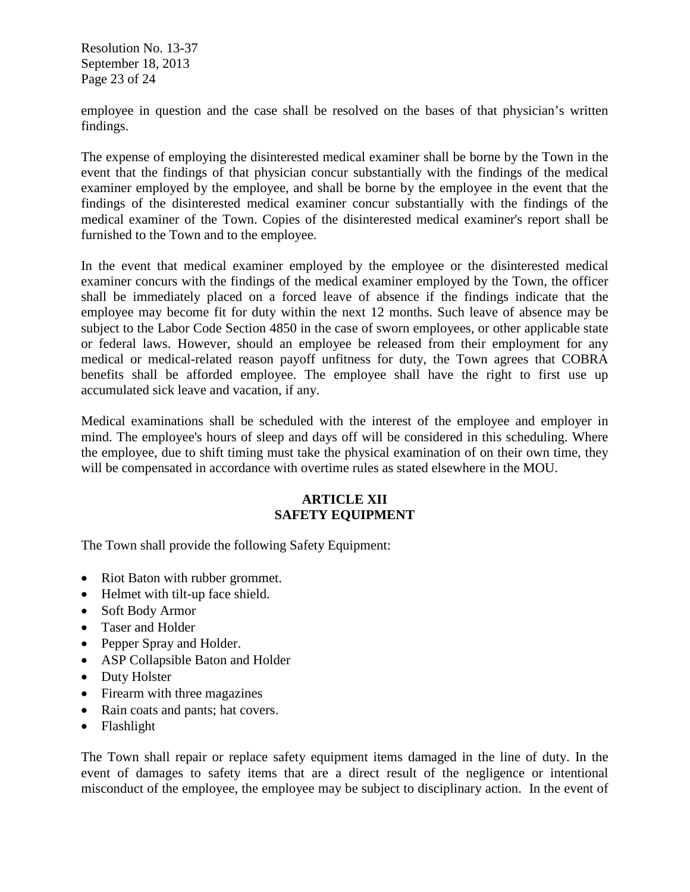employee in question and the case shall be resolved on the bases of that physician's written findings.

The expense of employing the disinterested medical examiner shall be borne by the Town in the event that the findings of that physician concur substantially with the findings of the medical examiner employed by the employee, and shall be borne by the employee in the event that the findings of the disinterested medical examiner concur substantially with the findings of the medical examiner of the Town. Copies of the disinterested medical examiner's report shall be furnished to the Town and to the employee.

In the event that medical examiner employed by the employee or the disinterested medical examiner concurs with the findings of the medical examiner employed by the Town, the officer shall be immediately placed on a forced leave of absence if the findings indicate that the employee may become fit for duty within the next 12 months. Such leave of absence may be subject to the Labor Code Section 4850 in the case of sworn employees, or other applicable state or federal laws. However, should an employee be released from their employment for any medical or medical-related reason payoff unfitness for duty, the Town agrees that COBRA benefits shall be afforded employee. The employee shall have the right to first use up accumulated sick leave and vacation, if any.

Medical examinations shall be scheduled with the interest of the employee and employer in mind. The employee's hours of sleep and days off will be considered in this scheduling. Where the employee, due to shift timing must take the physical examination of on their own time, they will be compensated in accordance with overtime rules as stated elsewhere in the MOU.

## ARTICLE XII
## SAFETY EQUIPMENT

The Town shall provide the following Safety Equipment:

- Riot Baton with rubber grommet.
- Helmet with tilt-up face shield.
- Soft Body Armor
- Taser and Holder
- Pepper Spray and Holder.
- ASP Collapsible Baton and Holder
- Duty Holster
- Firearm with three magazines
- Rain coats and pants; hat covers.
- Flashlight

The Town shall repair or replace safety equipment items damaged in the line of duty. In the event of damages to safety items that are a direct result of the negligence or intentional misconduct of the employee, the employee may be subject to disciplinary action. In the event of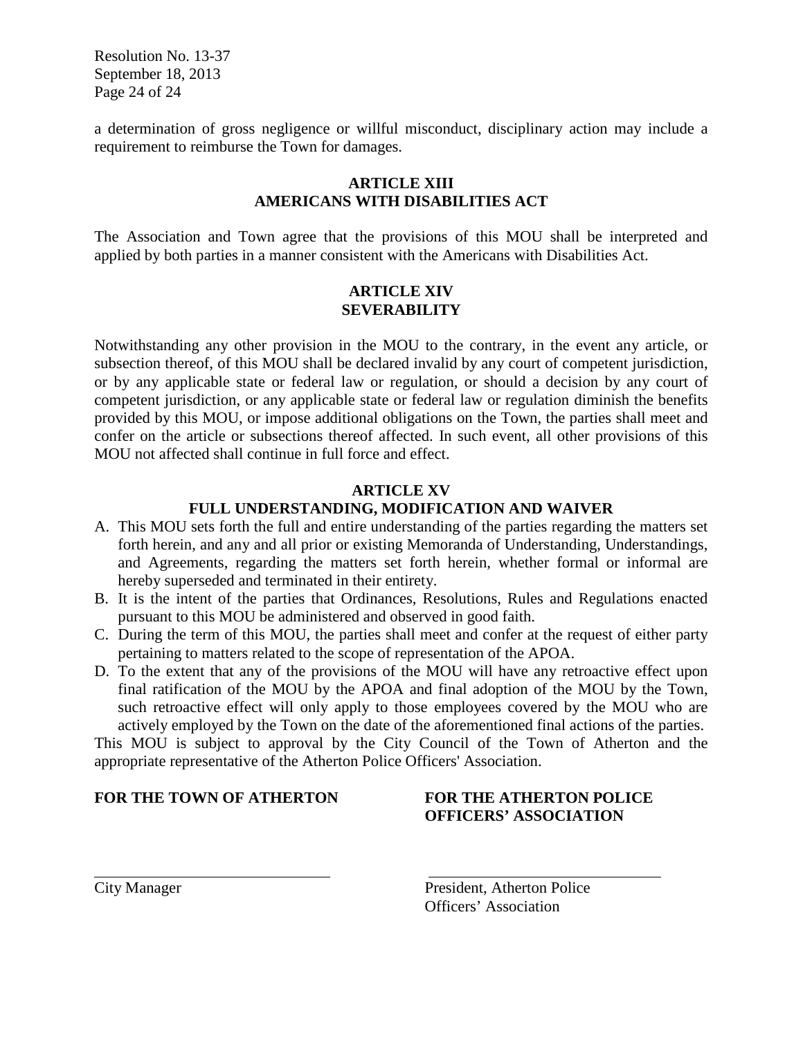a determination of gross negligence or willful misconduct, disciplinary action may include a requirement to reimburse the Town for damages.

## ARTICLE XIII
## AMERICANS WITH DISABILITIES ACT

The Association and Town agree that the provisions of this MOU shall be interpreted and applied by both parties in a manner consistent with the Americans with Disabilities Act.

## ARTICLE XIV
## SEVERABILITY

Notwithstanding any other provision in the MOU to the contrary, in the event any article, or subsection thereof, of this MOU shall be declared invalid by any court of competent jurisdiction, or by any applicable state or federal law or regulation, or should a decision by any court of competent jurisdiction, or any applicable state or federal law or regulation diminish the benefits provided by this MOU, or impose additional obligations on the Town, the parties shall meet and confer on the article or subsections thereof affected. In such event, all other provisions of this MOU not affected shall continue in full force and effect.

## ARTICLE XV
## FULL UNDERSTANDING, MODIFICATION AND WAIVER

A. This MOU sets forth the full and entire understanding of the parties regarding the matters set forth herein, and any and all prior or existing Memoranda of Understanding, Understandings, and Agreements, regarding the matters set forth herein, whether formal or informal are hereby superseded and terminated in their entirety.
B. It is the intent of the parties that Ordinances, Resolutions, Rules and Regulations enacted pursuant to this MOU be administered and observed in good faith.
C. During the term of this MOU, the parties shall meet and confer at the request of either party pertaining to matters related to the scope of representation of the APOA.
D. To the extent that any of the provisions of the MOU will have any retroactive effect upon final ratification of the MOU by the APOA and final adoption of the MOU by the Town, such retroactive effect will only apply to those employees covered by the MOU who are actively employed by the Town on the date of the aforementioned final actions of the parties.

This MOU is subject to approval by the City Council of the Town of Atherton and the appropriate representative of the Atherton Police Officers' Association.

**FOR THE TOWN OF ATHERTON**

\_\_\_\_\_\_\_\_\_\_\_\_\_\_\_\_\_\_\_\_\_\_\_\_\_\_\_\_\_\_
City Manager

**FOR THE ATHERTON POLICE OFFICERS' ASSOCIATION**

\_\_\_\_\_\_\_\_\_\_\_\_\_\_\_\_\_\_\_\_\_\_\_\_\_\_\_\_\_\_
President, Atherton Police Officers' Association